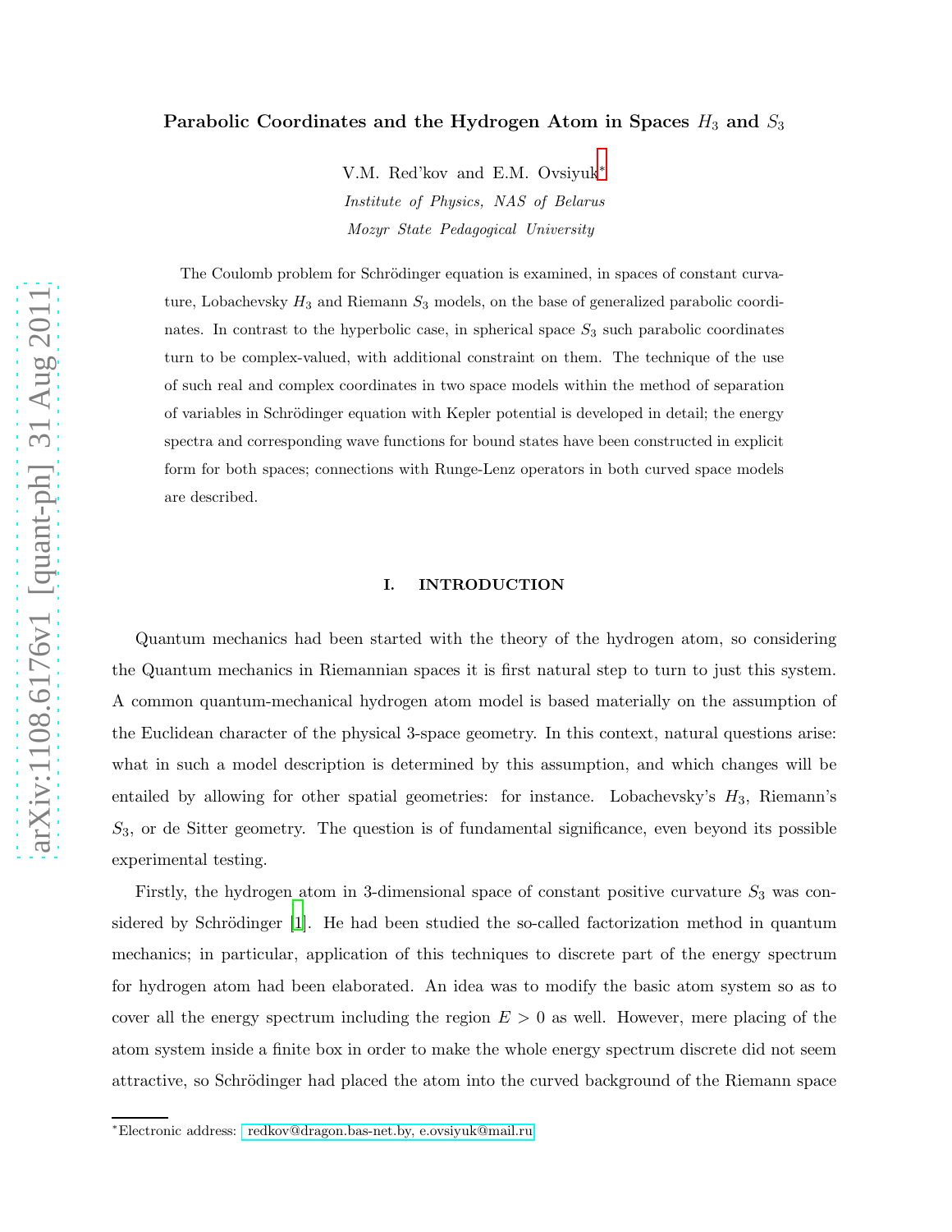# Parabolic Coordinates and the Hydrogen Atom in Spaces $H_3$ and $S_3$

V.M. Red'kov and E.M. Ovsiyuk*

*Institute of Physics, NAS of Belarus*

*Mozyr State Pedagogical University*

The Coulomb problem for Schrödinger equation is examined, in spaces of constant curvature, Lobachevsky $H_3$ and Riemann $S_3$ models, on the base of generalized parabolic coordinates. In contrast to the hyperbolic case, in spherical space $S_3$ such parabolic coordinates turn to be complex-valued, with additional constraint on them. The technique of the use of such real and complex coordinates in two space models within the method of separation of variables in Schrödinger equation with Kepler potential is developed in detail; the energy spectra and corresponding wave functions for bound states have been constructed in explicit form for both spaces; connections with Runge-Lenz operators in both curved space models are described.

## I. INTRODUCTION

Quantum mechanics had been started with the theory of the hydrogen atom, so considering the Quantum mechanics in Riemannian spaces it is first natural step to turn to just this system. A common quantum-mechanical hydrogen atom model is based materially on the assumption of the Euclidean character of the physical 3-space geometry. In this context, natural questions arise: what in such a model description is determined by this assumption, and which changes will be entailed by allowing for other spatial geometries: for instance. Lobachevsky's $H_3$, Riemann's $S_3$, or de Sitter geometry. The question is of fundamental significance, even beyond its possible experimental testing.

Firstly, the hydrogen atom in 3-dimensional space of constant positive curvature $S_3$ was considered by Schrödinger [1]. He had been studied the so-called factorization method in quantum mechanics; in particular, application of this techniques to discrete part of the energy spectrum for hydrogen atom had been elaborated. An idea was to modify the basic atom system so as to cover all the energy spectrum including the region $E > 0$ as well. However, mere placing of the atom system inside a finite box in order to make the whole energy spectrum discrete did not seem attractive, so Schrödinger had placed the atom into the curved background of the Riemann space

*Electronic address: redkov@dragon.bas-net.by, e.ovsiyuk@mail.ru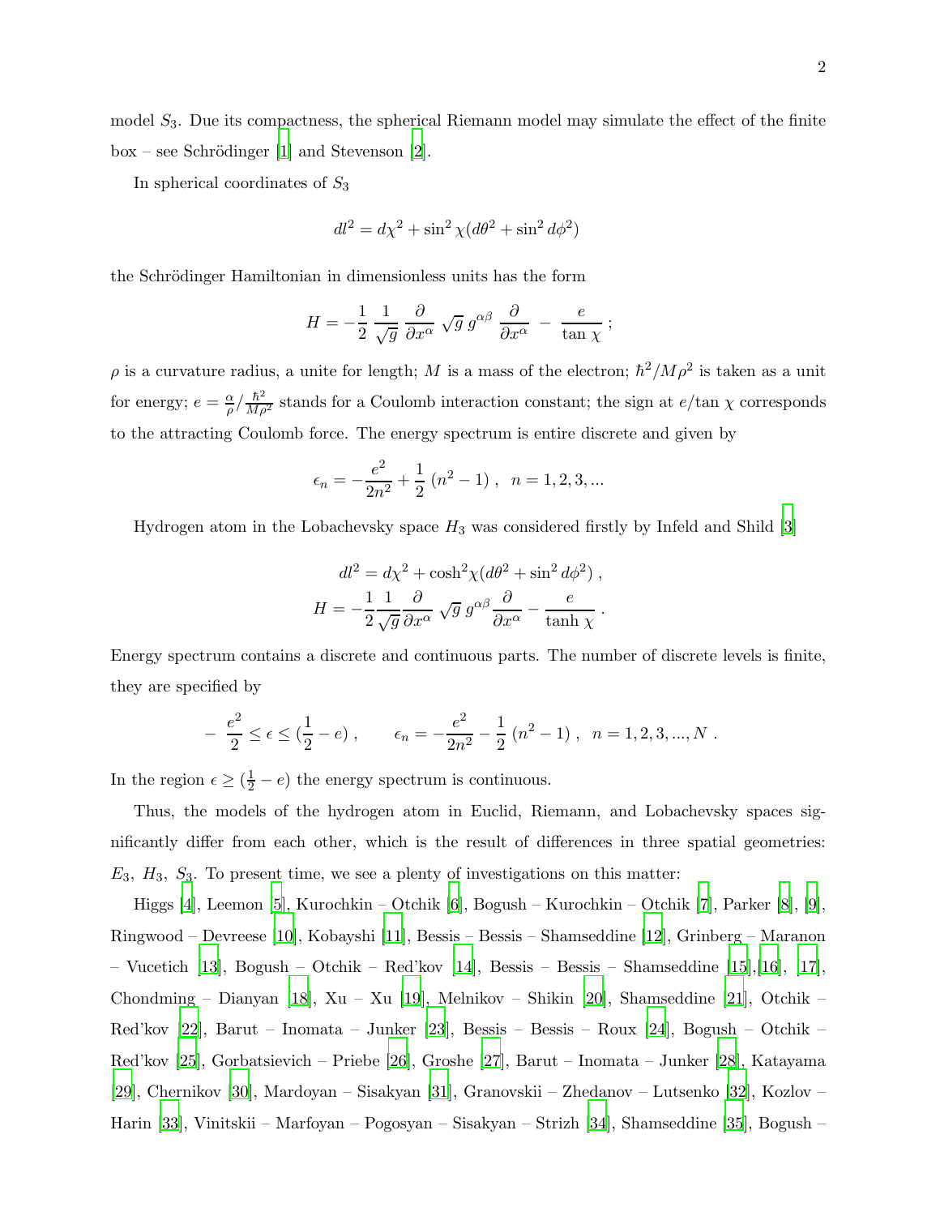model $S_3$. Due its compactness, the spherical Riemann model may simulate the effect of the finite box – see Schrödinger [1] and Stevenson [2].

In spherical coordinates of $S_3$

$$dl^2 = d\chi^2 + \sin^2\chi(d\theta^2 + \sin^2 d\phi^2)$$

the Schrödinger Hamiltonian in dimensionless units has the form

$$H = -\frac{1}{2}\,\frac{1}{\sqrt{g}}\,\frac{\partial}{\partial x^\alpha}\,\sqrt{g}\,g^{\alpha\beta}\,\frac{\partial}{\partial x^\alpha}\;-\;\frac{e}{\tan\chi}\;;$$

$\rho$ is a curvature radius, a unite for length; $M$ is a mass of the electron; $\hbar^2/M\rho^2$ is taken as a unit for energy; $e = \frac{\alpha}{\rho}/\frac{\hbar^2}{M\rho^2}$ stands for a Coulomb interaction constant; the sign at $e/\tan\chi$ corresponds to the attracting Coulomb force. The energy spectrum is entire discrete and given by

$$\epsilon_n = -\frac{e^2}{2n^2} + \frac{1}{2}\,(n^2 - 1)\;,\quad n = 1, 2, 3, ...$$

Hydrogen atom in the Lobachevsky space $H_3$ was considered firstly by Infeld and Shild [3]

$$dl^2 = d\chi^2 + \cosh^2\chi(d\theta^2 + \sin^2 d\phi^2)\;,$$
$$H = -\frac{1}{2}\frac{1}{\sqrt{g}}\frac{\partial}{\partial x^\alpha}\,\sqrt{g}\,g^{\alpha\beta}\frac{\partial}{\partial x^\alpha} - \frac{e}{\tanh\chi}\;.$$

Energy spectrum contains a discrete and continuous parts. The number of discrete levels is finite, they are specified by

$$-\;\frac{e^2}{2} \le \epsilon \le (\frac{1}{2} - e)\;, \qquad \epsilon_n = -\frac{e^2}{2n^2} - \frac{1}{2}\,(n^2 - 1)\;,\;\; n = 1, 2, 3, ..., N\;.$$

In the region $\epsilon \ge (\frac{1}{2} - e)$ the energy spectrum is continuous.

Thus, the models of the hydrogen atom in Euclid, Riemann, and Lobachevsky spaces significantly differ from each other, which is the result of differences in three spatial geometries: $E_3$, $H_3$, $S_3$. To present time, we see a plenty of investigations on this matter:

Higgs [4], Leemon [5], Kurochkin – Otchik [6], Bogush – Kurochkin – Otchik [7], Parker [8], [9], Ringwood – Devreese [10], Kobayshi [11], Bessis – Bessis – Shamseddine [12], Grinberg – Maranon – Vucetich [13], Bogush – Otchik – Red'kov [14], Bessis – Bessis – Shamseddine [15],[16], [17], Chondming – Dianyan [18], Xu – Xu [19], Melnikov – Shikin [20], Shamseddine [21], Otchik – Red'kov [22], Barut – Inomata – Junker [23], Bessis – Bessis – Roux [24], Bogush – Otchik – Red'kov [25], Gorbatsievich – Priebe [26], Groshe [27], Barut – Inomata – Junker [28], Katayama [29], Chernikov [30], Mardoyan – Sisakyan [31], Granovskii – Zhedanov – Lutsenko [32], Kozlov – Harin [33], Vinitskii – Marfoyan – Pogosyan – Sisakyan – Strizh [34], Shamseddine [35], Bogush –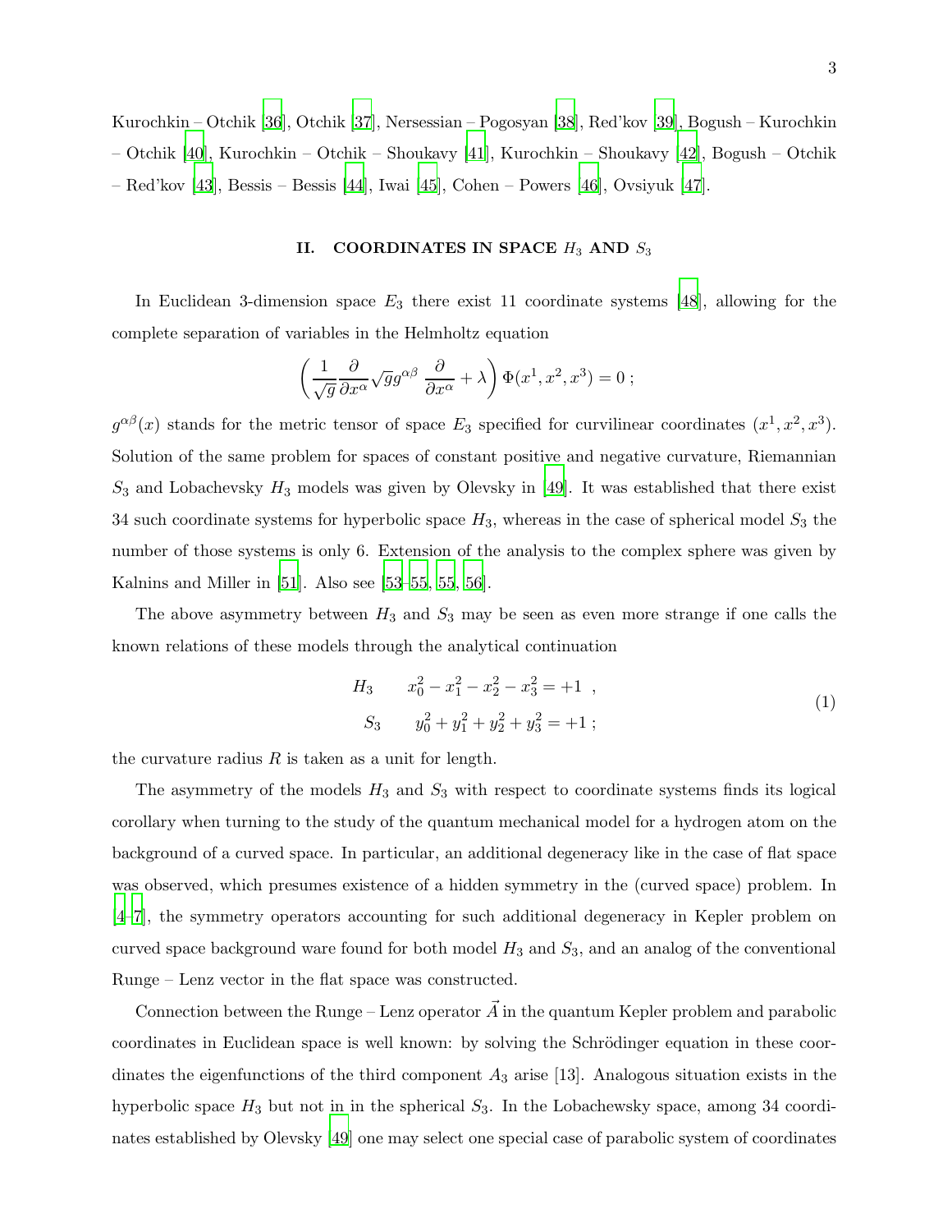Kurochkin – Otchik [36], Otchik [37], Nersessian – Pogosyan [38], Red'kov [39], Bogush – Kurochkin – Otchik [40], Kurochkin – Otchik – Shoukavy [41], Kurochkin – Shoukavy [42], Bogush – Otchik – Red'kov [43], Bessis – Bessis [44], Iwai [45], Cohen – Powers [46], Ovsiyuk [47].

## II. COORDINATES IN SPACE $H_3$ AND $S_3$

In Euclidean 3-dimension space $E_3$ there exist 11 coordinate systems [48], allowing for the complete separation of variables in the Helmholtz equation

$$\left( \frac{1}{\sqrt{g}} \frac{\partial}{\partial x^{\alpha}} \sqrt{g} g^{\alpha\beta} \; \frac{\partial}{\partial x^{\alpha}} + \lambda \right) \Phi(x^1, x^2, x^3) = 0 \; ;$$

$g^{\alpha\beta}(x)$ stands for the metric tensor of space $E_3$ specified for curvilinear coordinates $(x^1, x^2, x^3)$. Solution of the same problem for spaces of constant positive and negative curvature, Riemannian $S_3$ and Lobachevsky $H_3$ models was given by Olevsky in [49]. It was established that there exist 34 such coordinate systems for hyperbolic space $H_3$, whereas in the case of spherical model $S_3$ the number of those systems is only 6. Extension of the analysis to the complex sphere was given by Kalnins and Miller in [51]. Also see [53–55, 55, 56].

The above asymmetry between $H_3$ and $S_3$ may be seen as even more strange if one calls the known relations of these models through the analytical continuation

$$\begin{aligned} H_3 \qquad & x_0^2 - x_1^2 - x_2^2 - x_3^2 = +1 \;\; , \\ S_3 \qquad & y_0^2 + y_1^2 + y_2^2 + y_3^2 = +1 \; ; \end{aligned} \tag{1}$$

the curvature radius $R$ is taken as a unit for length.

The asymmetry of the models $H_3$ and $S_3$ with respect to coordinate systems finds its logical corollary when turning to the study of the quantum mechanical model for a hydrogen atom on the background of a curved space. In particular, an additional degeneracy like in the case of flat space was observed, which presumes existence of a hidden symmetry in the (curved space) problem. In [4–7], the symmetry operators accounting for such additional degeneracy in Kepler problem on curved space background ware found for both model $H_3$ and $S_3$, and an analog of the conventional Runge – Lenz vector in the flat space was constructed.

Connection between the Runge – Lenz operator $\vec{A}$ in the quantum Kepler problem and parabolic coordinates in Euclidean space is well known: by solving the Schrödinger equation in these coordinates the eigenfunctions of the third component $A_3$ arise [13]. Analogous situation exists in the hyperbolic space $H_3$ but not in in the spherical $S_3$. In the Lobachewsky space, among 34 coordinates established by Olevsky [49] one may select one special case of parabolic system of coordinates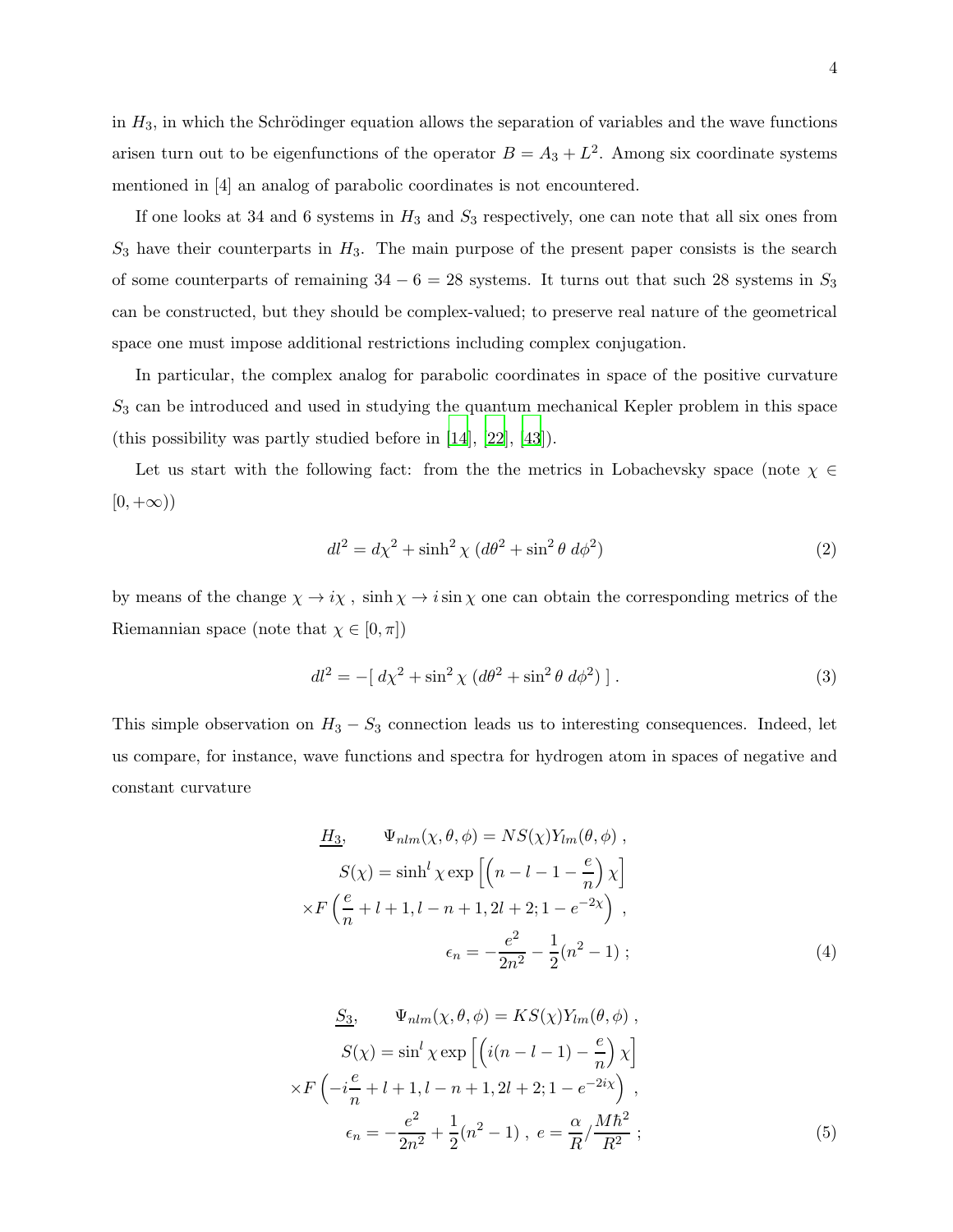in $H_3$, in which the Schrödinger equation allows the separation of variables and the wave functions arisen turn out to be eigenfunctions of the operator $B = A_3 + L^2$. Among six coordinate systems mentioned in [4] an analog of parabolic coordinates is not encountered.

If one looks at 34 and 6 systems in $H_3$ and $S_3$ respectively, one can note that all six ones from $S_3$ have their counterparts in $H_3$. The main purpose of the present paper consists is the search of some counterparts of remaining $34 - 6 = 28$ systems. It turns out that such 28 systems in $S_3$ can be constructed, but they should be complex-valued; to preserve real nature of the geometrical space one must impose additional restrictions including complex conjugation.

In particular, the complex analog for parabolic coordinates in space of the positive curvature $S_3$ can be introduced and used in studying the quantum mechanical Kepler problem in this space (this possibility was partly studied before in [14], [22], [43]).

Let us start with the following fact: from the the metrics in Lobachevsky space (note $\chi \in [0, +\infty)$)

$$dl^2 = d\chi^2 + \sinh^2\chi \, (d\theta^2 + \sin^2\theta \; d\phi^2) \tag{2}$$

by means of the change $\chi \to i\chi$ , $\sinh\chi \to i\sin\chi$ one can obtain the corresponding metrics of the Riemannian space (note that $\chi \in [0, \pi]$)

$$dl^2 = -[\; d\chi^2 + \sin^2\chi \; (d\theta^2 + \sin^2\theta \; d\phi^2) \;] \, . \tag{3}$$

This simple observation on $H_3 - S_3$ connection leads us to interesting consequences. Indeed, let us compare, for instance, wave functions and spectra for hydrogen atom in spaces of negative and constant curvature

$$\begin{aligned}
\underline{H_3}, \qquad & \Psi_{nlm}(\chi,\theta,\phi) = N S(\chi) Y_{lm}(\theta,\phi) \, , \\
& S(\chi) = \sinh^l\chi \exp\left[\left(n - l - 1 - \frac{e}{n}\right)\chi\right] \\
& \times F\left(\frac{e}{n} + l + 1, l - n + 1, 2l + 2; 1 - e^{-2\chi}\right) \, , \\
& \epsilon_n = -\frac{e^2}{2n^2} - \frac{1}{2}(n^2 - 1) \; ;
\end{aligned} \tag{4}$$

$$\begin{aligned}
\underline{S_3}, \qquad & \Psi_{nlm}(\chi,\theta,\phi) = K S(\chi) Y_{lm}(\theta,\phi) \, , \\
& S(\chi) = \sin^l\chi \exp\left[\left(i(n - l - 1) - \frac{e}{n}\right)\chi\right] \\
& \times F\left(-i\frac{e}{n} + l + 1, l - n + 1, 2l + 2; 1 - e^{-2i\chi}\right) \, , \\
& \epsilon_n = -\frac{e^2}{2n^2} + \frac{1}{2}(n^2 - 1) \, , \; e = \frac{\alpha}{R} / \frac{M\hbar^2}{R^2} \; ;
\end{aligned} \tag{5}$$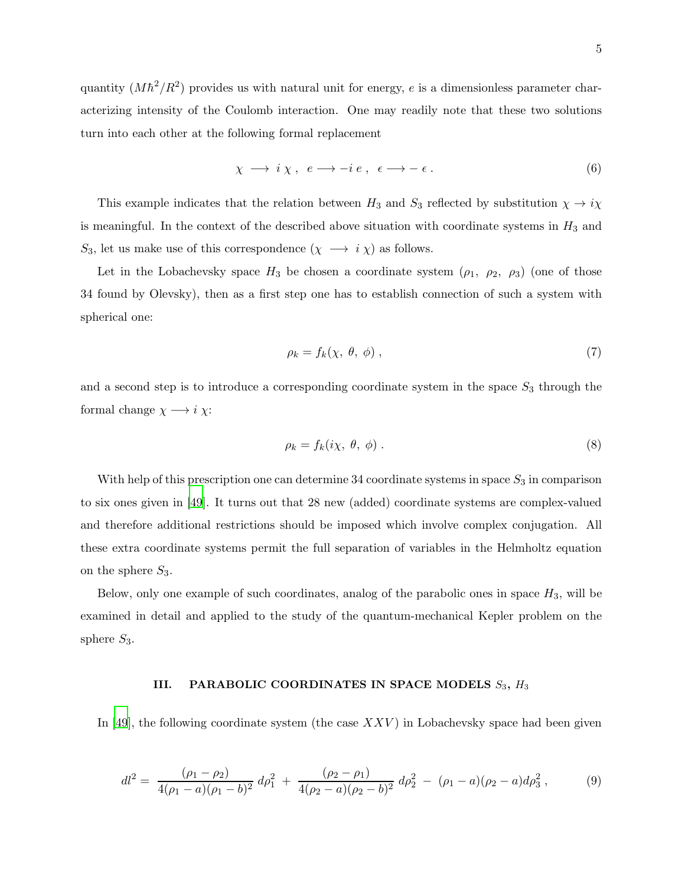quantity $(M\hbar^2/R^2)$ provides us with natural unit for energy, $e$ is a dimensionless parameter characterizing intensity of the Coulomb interaction. One may readily note that these two solutions turn into each other at the following formal replacement

$$\chi \longrightarrow i\,\chi\,, \;\; e \longrightarrow -i\,e\,, \;\; \epsilon \longrightarrow -\,\epsilon\,. \tag{6}$$

This example indicates that the relation between $H_3$ and $S_3$ reflected by substitution $\chi \to i\chi$ is meaningful. In the context of the described above situation with coordinate systems in $H_3$ and $S_3$, let us make use of this correspondence ($\chi \longrightarrow i\,\chi$) as follows.

Let in the Lobachevsky space $H_3$ be chosen a coordinate system ($\rho_1,\; \rho_2,\; \rho_3$) (one of those 34 found by Olevsky), then as a first step one has to establish connection of such a system with spherical one:

$$\rho_k = f_k(\chi,\; \theta,\; \phi)\,, \tag{7}$$

and a second step is to introduce a corresponding coordinate system in the space $S_3$ through the formal change $\chi \longrightarrow i\,\chi$:

$$\rho_k = f_k(i\chi,\; \theta,\; \phi)\,. \tag{8}$$

With help of this prescription one can determine 34 coordinate systems in space $S_3$ in comparison to six ones given in [49]. It turns out that 28 new (added) coordinate systems are complex-valued and therefore additional restrictions should be imposed which involve complex conjugation. All these extra coordinate systems permit the full separation of variables in the Helmholtz equation on the sphere $S_3$.

Below, only one example of such coordinates, analog of the parabolic ones in space $H_3$, will be examined in detail and applied to the study of the quantum-mechanical Kepler problem on the sphere $S_3$.

## III. PARABOLIC COORDINATES IN SPACE MODELS $S_3$, $H_3$

In [49], the following coordinate system (the case $XXV$) in Lobachevsky space had been given

$$dl^2 = \frac{(\rho_1 - \rho_2)}{4(\rho_1 - a)(\rho_1 - b)^2}\, d\rho_1^2 \;+\; \frac{(\rho_2 - \rho_1)}{4(\rho_2 - a)(\rho_2 - b)^2}\, d\rho_2^2 \;-\; (\rho_1 - a)(\rho_2 - a) d\rho_3^2\,, \tag{9}$$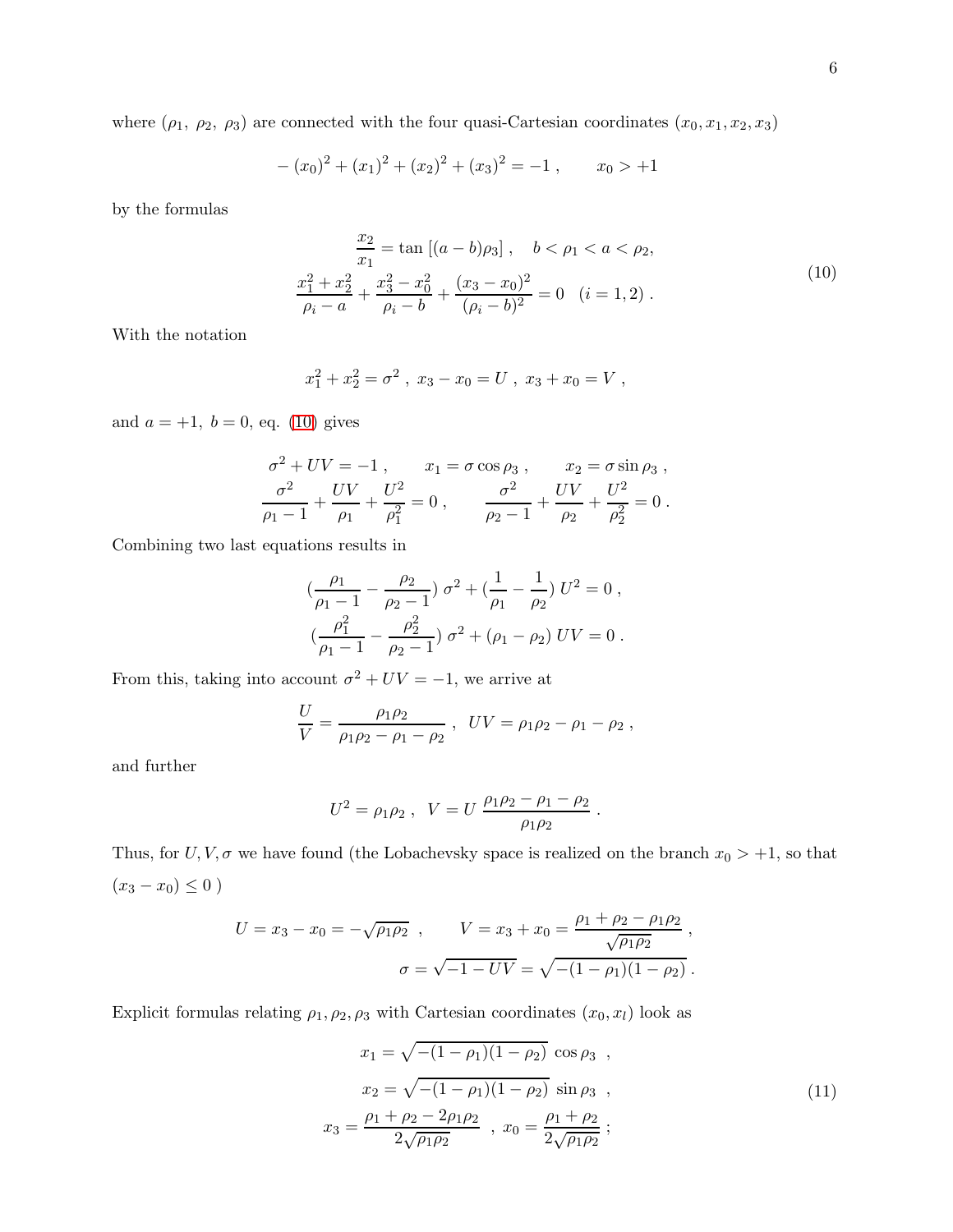where $(\rho_1,\ \rho_2,\ \rho_3)$ are connected with the four quasi-Cartesian coordinates $(x_0, x_1, x_2, x_3)$

$$
-(x_0)^2 + (x_1)^2 + (x_2)^2 + (x_3)^2 = -1 \ , \qquad x_0 > +1
$$

by the formulas

$$
\begin{gathered}
\frac{x_2}{x_1} = \tan\left[(a-b)\rho_3\right] , \quad b < \rho_1 < a < \rho_2, \\
\frac{x_1^2 + x_2^2}{\rho_i - a} + \frac{x_3^2 - x_0^2}{\rho_i - b} + \frac{(x_3 - x_0)^2}{(\rho_i - b)^2} = 0 \quad (i = 1, 2) \ .
\end{gathered}
\tag{10}
$$

With the notation

$$
x_1^2 + x_2^2 = \sigma^2 \ , \ x_3 - x_0 = U \ , \ x_3 + x_0 = V \ ,
$$

and $a = +1,\ b = 0$, eq. (10) gives

$$
\begin{gathered}
\sigma^2 + UV = -1 \ , \qquad x_1 = \sigma \cos \rho_3 \ , \qquad x_2 = \sigma \sin \rho_3 \ , \\
\frac{\sigma^2}{\rho_1 - 1} + \frac{UV}{\rho_1} + \frac{U^2}{\rho_1^2} = 0 \ , \qquad \frac{\sigma^2}{\rho_2 - 1} + \frac{UV}{\rho_2} + \frac{U^2}{\rho_2^2} = 0 \ .
\end{gathered}
$$

Combining two last equations results in

$$
\begin{gathered}
\left(\frac{\rho_1}{\rho_1 - 1} - \frac{\rho_2}{\rho_2 - 1}\right) \sigma^2 + \left(\frac{1}{\rho_1} - \frac{1}{\rho_2}\right) U^2 = 0 \ , \\
\left(\frac{\rho_1^2}{\rho_1 - 1} - \frac{\rho_2^2}{\rho_2 - 1}\right) \sigma^2 + (\rho_1 - \rho_2)\, UV = 0 \ .
\end{gathered}
$$

From this, taking into account $\sigma^2 + UV = -1$, we arrive at

$$
\frac{U}{V} = \frac{\rho_1 \rho_2}{\rho_1 \rho_2 - \rho_1 - \rho_2} \ , \ \ UV = \rho_1 \rho_2 - \rho_1 - \rho_2 \ ,
$$

and further

$$
U^2 = \rho_1 \rho_2 \ , \ \ V = U \ \frac{\rho_1 \rho_2 - \rho_1 - \rho_2}{\rho_1 \rho_2} \ .
$$

Thus, for $U, V, \sigma$ we have found (the Lobachevsky space is realized on the branch $x_0 > +1$, so that $(x_3 - x_0) \le 0$ )

$$
\begin{gathered}
U = x_3 - x_0 = -\sqrt{\rho_1 \rho_2} \ \ , \qquad V = x_3 + x_0 = \frac{\rho_1 + \rho_2 - \rho_1 \rho_2}{\sqrt{\rho_1 \rho_2}} \ , \\
\sigma = \sqrt{-1 - UV} = \sqrt{-(1 - \rho_1)(1 - \rho_2)} \ .
\end{gathered}
$$

Explicit formulas relating $\rho_1, \rho_2, \rho_3$ with Cartesian coordinates $(x_0, x_l)$ look as

$$
\begin{gathered}
x_1 = \sqrt{-(1 - \rho_1)(1 - \rho_2)} \ \cos \rho_3 \ \ , \\
x_2 = \sqrt{-(1 - \rho_1)(1 - \rho_2)} \ \sin \rho_3 \ \ , \\
x_3 = \frac{\rho_1 + \rho_2 - 2\rho_1 \rho_2}{2\sqrt{\rho_1 \rho_2}} \ \ , \ x_0 = \frac{\rho_1 + \rho_2}{2\sqrt{\rho_1 \rho_2}} \ ;
\end{gathered}
\tag{11}
$$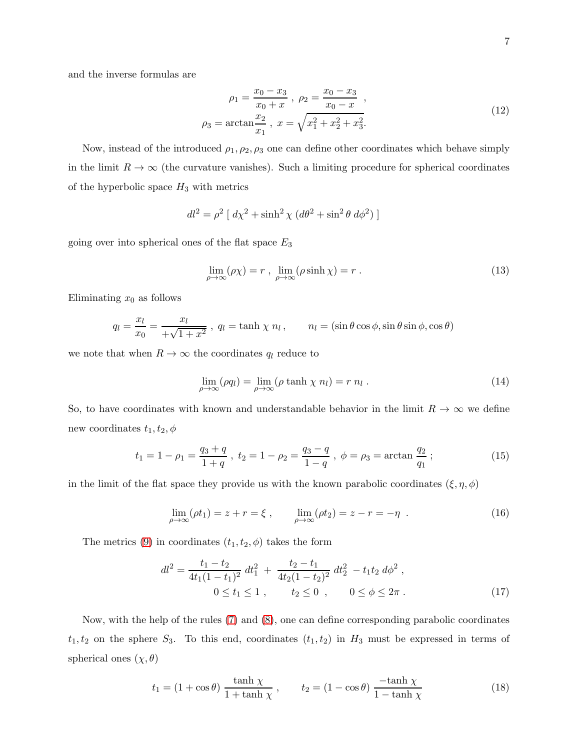and the inverse formulas are

$$
\rho_1 = \frac{x_0 - x_3}{x_0 + x} \ , \ \rho_2 = \frac{x_0 - x_3}{x_0 - x} \ , \\
\rho_3 = \arctan\frac{x_2}{x_1} \ , \ x = \sqrt{x_1^2 + x_2^2 + x_3^2}. \tag{12}
$$

Now, instead of the introduced $\rho_1, \rho_2, \rho_3$ one can define other coordinates which behave simply in the limit $R \to \infty$ (the curvature vanishes). Such a limiting procedure for spherical coordinates of the hyperbolic space $H_3$ with metrics

$$
dl^2 = \rho^2 \left[ \, d\chi^2 + \sinh^2 \chi \, (d\theta^2 + \sin^2 \theta \, d\phi^2) \, \right]
$$

going over into spherical ones of the flat space $E_3$

$$
\lim_{\rho \to \infty} (\rho \chi) = r \ , \ \lim_{\rho \to \infty} (\rho \sinh \chi) = r \ . \tag{13}
$$

Eliminating $x_0$ as follows

$$
q_l = \frac{x_l}{x_0} = \frac{x_l}{+\sqrt{1 + x^2}} \ , \ q_l = \tanh \chi \; n_l \, , \qquad n_l = (\sin\theta \cos\phi, \sin\theta \sin\phi, \cos\theta)
$$

we note that when $R \to \infty$ the coordinates $q_l$ reduce to

$$
\lim_{\rho \to \infty} (\rho q_l) = \lim_{\rho \to \infty} (\rho \tanh \chi \; n_l) = r \; n_l \ . \tag{14}
$$

So, to have coordinates with known and understandable behavior in the limit $R \to \infty$ we define new coordinates $t_1, t_2, \phi$

$$
t_1 = 1 - \rho_1 = \frac{q_3 + q}{1 + q} \ , \ t_2 = 1 - \rho_2 = \frac{q_3 - q}{1 - q} \ , \ \phi = \rho_3 = \arctan \frac{q_2}{q_1} \ ; \tag{15}
$$

in the limit of the flat space they provide us with the known parabolic coordinates $(\xi, \eta, \phi)$

$$
\lim_{\rho \to \infty} (\rho t_1) = z + r = \xi \ , \qquad \lim_{\rho \to \infty} (\rho t_2) = z - r = -\eta \ . \tag{16}
$$

The metrics (9) in coordinates $(t_1, t_2, \phi)$ takes the form

$$
dl^2 = \frac{t_1 - t_2}{4 t_1 (1 - t_1)^2} \, dt_1^2 \ + \ \frac{t_2 - t_1}{4 t_2 (1 - t_2)^2} \, dt_2^2 \ - t_1 t_2 \, d\phi^2 \ , \\
0 \le t_1 \le 1 \ , \qquad t_2 \le 0 \ , \qquad 0 \le \phi \le 2\pi \ . \tag{17}
$$

Now, with the help of the rules (7) and (8), one can define corresponding parabolic coordinates $t_1, t_2$ on the sphere $S_3$. To this end, coordinates $(t_1, t_2)$ in $H_3$ must be expressed in terms of spherical ones $(\chi, \theta)$

$$
t_1 = (1 + \cos\theta) \, \frac{\tanh \chi}{1 + \tanh \chi} \ , \qquad t_2 = (1 - \cos\theta) \, \frac{-\tanh \chi}{1 - \tanh \chi} \tag{18}
$$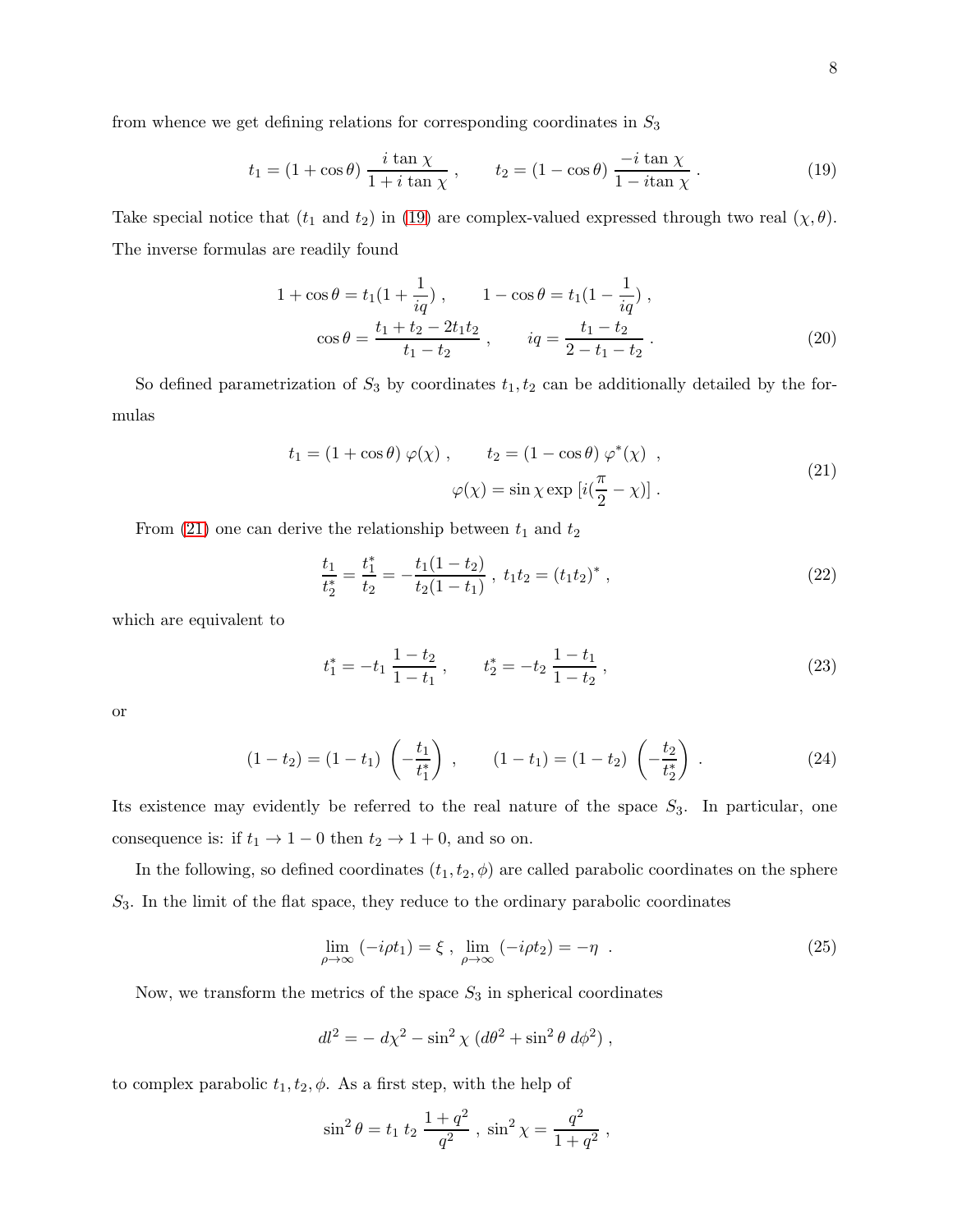from whence we get defining relations for corresponding coordinates in $S_3$

$$
t_1 = (1 + \cos\theta)\, \frac{i\tan\chi}{1 + i\tan\chi}\,, \qquad t_2 = (1 - \cos\theta)\, \frac{-i\tan\chi}{1 - i\tan\chi}\,. \tag{19}
$$

Take special notice that ($t_1$ and $t_2$) in (19) are complex-valued expressed through two real $(\chi, \theta)$. The inverse formulas are readily found

$$
\begin{aligned}
1 + \cos\theta = t_1(1 + \frac{1}{iq})\,, \qquad 1 - \cos\theta = t_1(1 - \frac{1}{iq})\,, \\
\cos\theta = \frac{t_1 + t_2 - 2t_1 t_2}{t_1 - t_2}\,, \qquad iq = \frac{t_1 - t_2}{2 - t_1 - t_2}\,.
\end{aligned} \tag{20}
$$

So defined parametrization of $S_3$ by coordinates $t_1, t_2$ can be additionally detailed by the formulas

$$
\begin{aligned}
t_1 = (1 + \cos\theta)\, \varphi(\chi)\,, \qquad t_2 = (1 - \cos\theta)\, \varphi^*(\chi)\,\,, \\
\varphi(\chi) = \sin\chi \exp\,[i(\frac{\pi}{2} - \chi)]\,.
\end{aligned} \tag{21}
$$

From (21) one can derive the relationship between $t_1$ and $t_2$

$$
\frac{t_1}{t_2^*} = \frac{t_1^*}{t_2} = -\frac{t_1(1 - t_2)}{t_2(1 - t_1)}\,,\; t_1 t_2 = (t_1 t_2)^*\,, \tag{22}
$$

which are equivalent to

$$
t_1^* = -t_1\, \frac{1 - t_2}{1 - t_1}\,, \qquad t_2^* = -t_2\, \frac{1 - t_1}{1 - t_2}\,, \tag{23}
$$

or

$$
(1 - t_2) = (1 - t_1)\, \left(-\frac{t_1}{t_1^*}\right)\,, \qquad (1 - t_1) = (1 - t_2)\, \left(-\frac{t_2}{t_2^*}\right)\,. \tag{24}
$$

Its existence may evidently be referred to the real nature of the space $S_3$. In particular, one consequence is: if $t_1 \to 1 - 0$ then $t_2 \to 1 + 0$, and so on.

In the following, so defined coordinates $(t_1, t_2, \phi)$ are called parabolic coordinates on the sphere $S_3$. In the limit of the flat space, they reduce to the ordinary parabolic coordinates

$$
\lim_{\rho\to\infty} (-i\rho t_1) = \xi\,,\; \lim_{\rho\to\infty} (-i\rho t_2) = -\eta\,\,. \tag{25}
$$

Now, we transform the metrics of the space $S_3$ in spherical coordinates

$$
dl^2 = -\,d\chi^2 - \sin^2\chi\,(d\theta^2 + \sin^2\theta\; d\phi^2)\,,
$$

to complex parabolic $t_1, t_2, \phi$. As a first step, with the help of

$$
\sin^2\theta = t_1\; t_2\, \frac{1 + q^2}{q^2}\,,\; \sin^2\chi = \frac{q^2}{1 + q^2}\,,
$$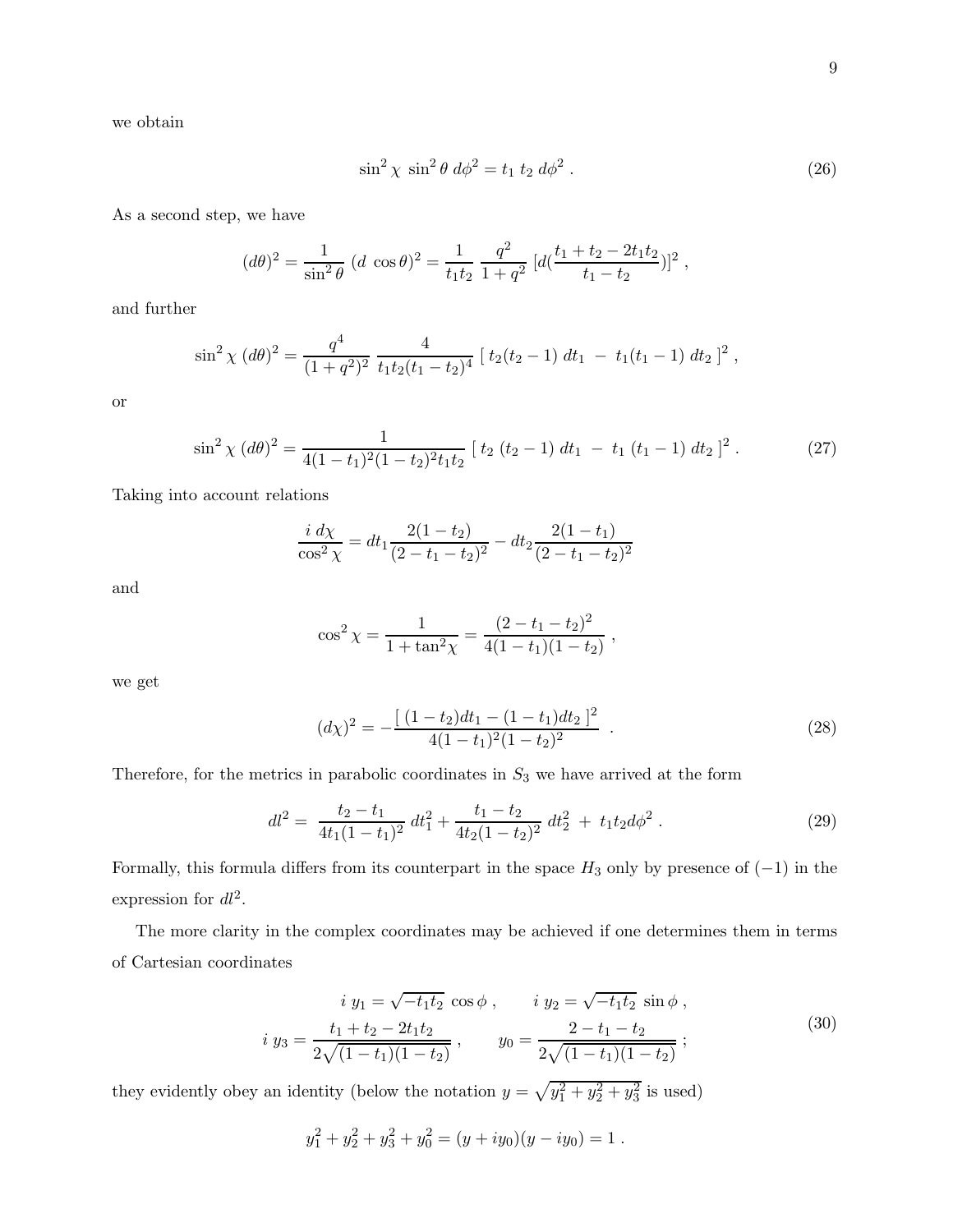we obtain

$$\sin^2 \chi \ \sin^2 \theta \ d\phi^2 = t_1 \ t_2 \ d\phi^2 \ . \tag{26}$$

As a second step, we have

$$(d\theta)^2 = \frac{1}{\sin^2 \theta} \ (d \ \cos \theta)^2 = \frac{1}{t_1 t_2} \ \frac{q^2}{1+q^2} \ [d(\frac{t_1 + t_2 - 2t_1 t_2}{t_1 - t_2})]^2 \ ,$$

and further

$$\sin^2 \chi \ (d\theta)^2 = \frac{q^4}{(1+q^2)^2} \ \frac{4}{t_1 t_2 (t_1 - t_2)^4} \ [\ t_2 (t_2 - 1) \ dt_1 \ - \ t_1 (t_1 - 1) \ dt_2 \ ]^2 \ ,$$

or

$$\sin^2 \chi \ (d\theta)^2 = \frac{1}{4(1-t_1)^2 (1-t_2)^2 t_1 t_2} \ [\ t_2 \ (t_2 - 1) \ dt_1 \ - \ t_1 \ (t_1 - 1) \ dt_2 \ ]^2 \ . \tag{27}$$

Taking into account relations

$$\frac{i \ d\chi}{\cos^2 \chi} = dt_1 \frac{2(1-t_2)}{(2 - t_1 - t_2)^2} - dt_2 \frac{2(1-t_1)}{(2 - t_1 - t_2)^2}$$

and

$$\cos^2 \chi = \frac{1}{1 + \tan^2 \chi} = \frac{(2 - t_1 - t_2)^2}{4(1-t_1)(1-t_2)} \ ,$$

we get

$$(d\chi)^2 = - \frac{[\ (1-t_2) dt_1 - (1-t_1) dt_2 \ ]^2}{4(1-t_1)^2 (1-t_2)^2} \ . \tag{28}$$

Therefore, for the metrics in parabolic coordinates in $S_3$ we have arrived at the form

$$dl^2 = \ \frac{t_2 - t_1}{4 t_1 (1-t_1)^2} \ dt_1^2 + \frac{t_1 - t_2}{4 t_2 (1-t_2)^2} \ dt_2^2 \ + \ t_1 t_2 d\phi^2 \ . \tag{29}$$

Formally, this formula differs from its counterpart in the space $H_3$ only by presence of $(-1)$ in the expression for $dl^2$.

The more clarity in the complex coordinates may be achieved if one determines them in terms of Cartesian coordinates

$$i \ y_1 = \sqrt{-t_1 t_2} \ \cos \phi \ , \qquad i \ y_2 = \sqrt{-t_1 t_2} \ \sin \phi \ ,$$
$$i \ y_3 = \frac{t_1 + t_2 - 2t_1 t_2}{2\sqrt{(1-t_1)(1-t_2)}} \ , \qquad y_0 = \frac{2 - t_1 - t_2}{2\sqrt{(1-t_1)(1-t_2)}} \ ; \tag{30}$$

they evidently obey an identity (below the notation $y = \sqrt{y_1^2 + y_2^2 + y_3^2}$ is used)

$$y_1^2 + y_2^2 + y_3^2 + y_0^2 = (y + i y_0)(y - i y_0) = 1 \ .$$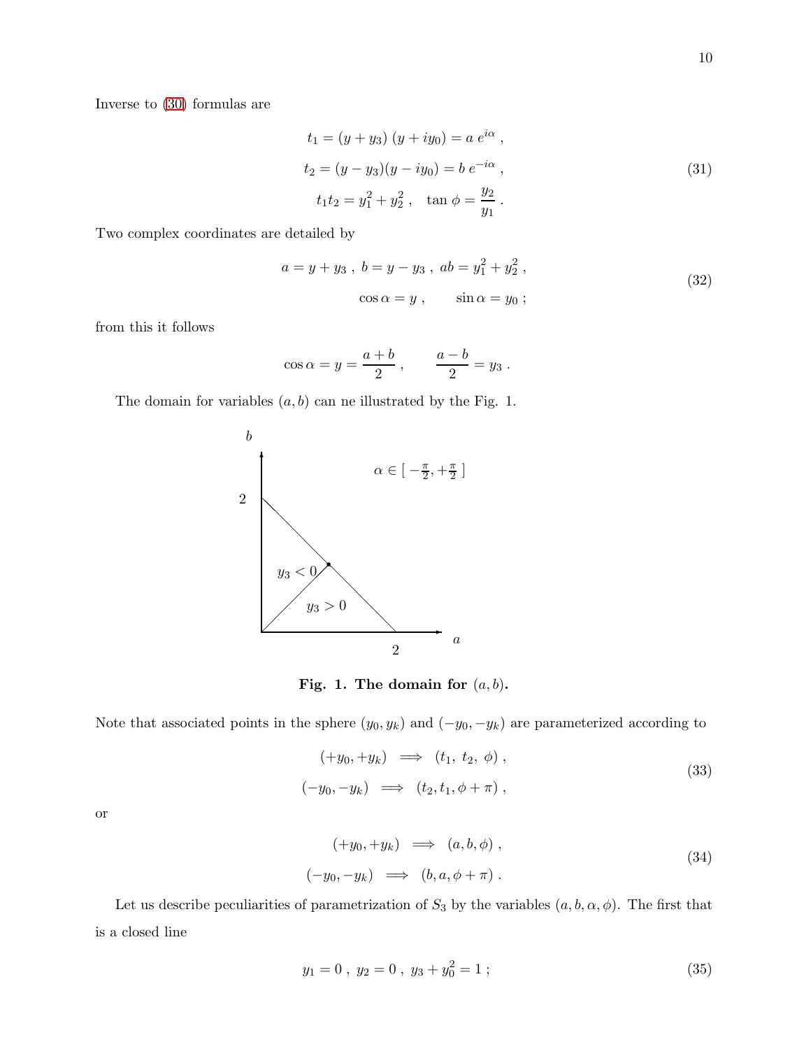Inverse to (30) formulas are

$$
\begin{gathered}
t_1 = (y + y_3)\,(y + iy_0) = a\; e^{i\alpha}\;, \\
t_2 = (y - y_3)(y - iy_0) = b\; e^{-i\alpha}\;, \\
t_1 t_2 = y_1^2 + y_2^2\;, \quad \tan\phi = \frac{y_2}{y_1}\;.
\end{gathered}
\tag{31}
$$

Two complex coordinates are detailed by

$$
\begin{gathered}
a = y + y_3\;,\; b = y - y_3\;,\; ab = y_1^2 + y_2^2\;, \\
\cos\alpha = y\;, \qquad \sin\alpha = y_0\;;
\end{gathered}
\tag{32}
$$

from this it follows

$$
\cos\alpha = y = \frac{a+b}{2}\;, \qquad \frac{a-b}{2} = y_3\;.
$$

The domain for variables $(a,b)$ can ne illustrated by the Fig. 1.

**Fig. 1. The domain for $(a,b)$.**

Note that associated points in the sphere $(y_0, y_k)$ and $(-y_0, -y_k)$ are parameterized according to

$$
\begin{gathered}
(+y_0, +y_k) \;\Longrightarrow\; (t_1,\; t_2,\; \phi)\;, \\
(-y_0, -y_k) \;\Longrightarrow\; (t_2, t_1, \phi + \pi)\;,
\end{gathered}
\tag{33}
$$

or

$$
\begin{gathered}
(+y_0, +y_k) \;\Longrightarrow\; (a, b, \phi)\;, \\
(-y_0, -y_k) \;\Longrightarrow\; (b, a, \phi + \pi)\;.
\end{gathered}
\tag{34}
$$

Let us describe peculiarities of parametrization of $S_3$ by the variables $(a, b, \alpha, \phi)$. The first that is a closed line

$$
y_1 = 0\;,\; y_2 = 0\;,\; y_3 + y_0^2 = 1\;;
\tag{35}
$$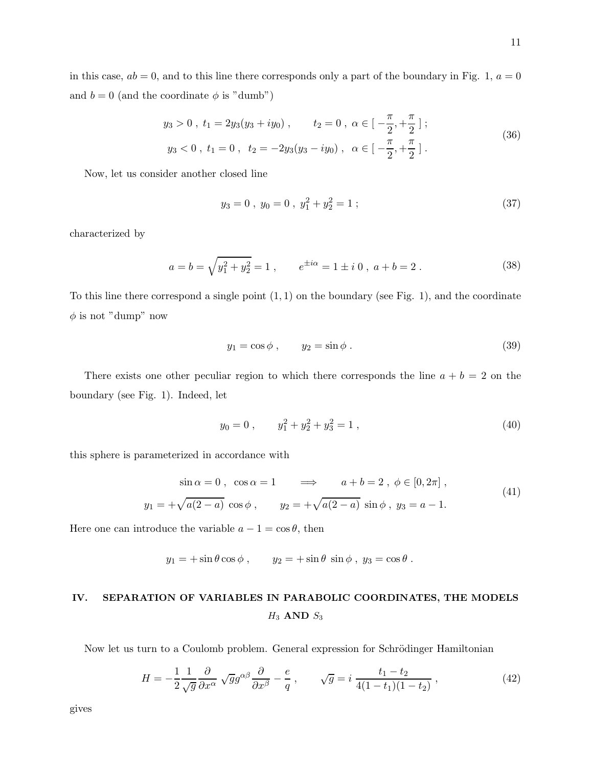in this case, $ab = 0$, and to this line there corresponds only a part of the boundary in Fig. 1, $a = 0$ and $b = 0$ (and the coordinate $\phi$ is "dumb")

$$
\begin{aligned}
&y_3 > 0 \; , \; t_1 = 2y_3(y_3 + iy_0) \; , \qquad t_2 = 0 \; , \; \alpha \in [\, -\frac{\pi}{2}, +\frac{\pi}{2}\,] \; ; \\
&y_3 < 0 \; , \; t_1 = 0 \; , \; \; t_2 = -2y_3(y_3 - iy_0) \; , \; \; \alpha \in [\, -\frac{\pi}{2}, +\frac{\pi}{2}\,] \; .
\end{aligned}
\tag{36}
$$

Now, let us consider another closed line

$$
y_3 = 0 \; , \; y_0 = 0 \; , \; y_1^2 + y_2^2 = 1 \; ; \tag{37}
$$

characterized by

$$
a = b = \sqrt{y_1^2 + y_2^2} = 1 \; , \qquad e^{\pm i\alpha} = 1 \pm i\, 0 \; , \; a + b = 2 \; . \tag{38}
$$

To this line there correspond a single point $(1, 1)$ on the boundary (see Fig. 1), and the coordinate $\phi$ is not "dump" now

$$
y_1 = \cos\phi \; , \qquad y_2 = \sin\phi \; . \tag{39}
$$

There exists one other peculiar region to which there corresponds the line $a + b = 2$ on the boundary (see Fig. 1). Indeed, let

$$
y_0 = 0 \; , \qquad y_1^2 + y_2^2 + y_3^2 = 1 \; , \tag{40}
$$

this sphere is parameterized in accordance with

$$
\begin{aligned}
&\sin\alpha = 0 \; , \; \; \cos\alpha = 1 \qquad \Longrightarrow \qquad a + b = 2 \; , \; \phi \in [0, 2\pi] \; , \\
&y_1 = +\sqrt{a(2-a)}\, \cos\phi \; , \qquad y_2 = +\sqrt{a(2-a)}\, \sin\phi \; , \; y_3 = a - 1.
\end{aligned}
\tag{41}
$$

Here one can introduce the variable $a - 1 = \cos\theta$, then

$$
y_1 = +\sin\theta\cos\phi \; , \qquad y_2 = +\sin\theta\, \sin\phi \; , \; y_3 = \cos\theta \; .
$$

## IV. SEPARATION OF VARIABLES IN PARABOLIC COORDINATES, THE MODELS $H_3$ AND $S_3$

Now let us turn to a Coulomb problem. General expression for Schrödinger Hamiltonian

$$
H = -\frac{1}{2}\frac{1}{\sqrt{g}}\frac{\partial}{\partial x^\alpha}\, \sqrt{g} g^{\alpha\beta}\frac{\partial}{\partial x^\beta} - \frac{e}{q} \; , \qquad \sqrt{g} = i\, \frac{t_1 - t_2}{4(1-t_1)(1-t_2)} \; , \tag{42}
$$

gives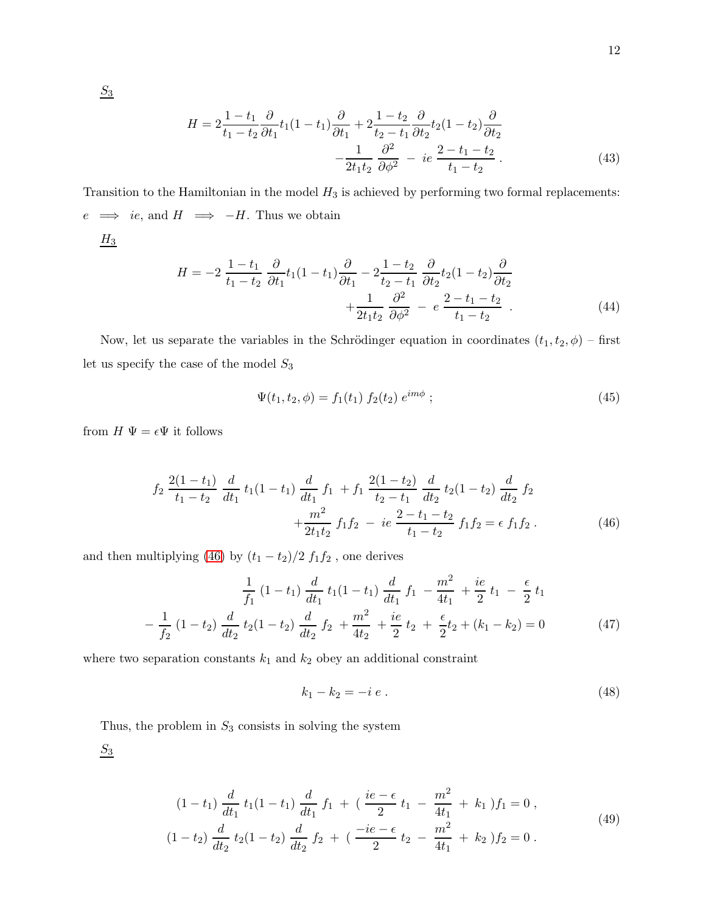$\underline{S_3}$

$$
H = 2\frac{1-t_1}{t_1-t_2}\frac{\partial}{\partial t_1}t_1(1-t_1)\frac{\partial}{\partial t_1} + 2\frac{1-t_2}{t_2-t_1}\frac{\partial}{\partial t_2}t_2(1-t_2)\frac{\partial}{\partial t_2}
$$
$$
-\frac{1}{2t_1 t_2}\,\frac{\partial^2}{\partial \phi^2}\;-\;ie\,\frac{2-t_1-t_2}{t_1-t_2}\,. \tag{43}
$$

Transition to the Hamiltonian in the model $H_3$ is achieved by performing two formal replacements: $e \implies ie$, and $H \implies -H$. Thus we obtain

$\underline{H_3}$

$$
H = -2\,\frac{1-t_1}{t_1-t_2}\,\frac{\partial}{\partial t_1}t_1(1-t_1)\frac{\partial}{\partial t_1} - 2\frac{1-t_2}{t_2-t_1}\,\frac{\partial}{\partial t_2}t_2(1-t_2)\frac{\partial}{\partial t_2}
$$
$$
+\frac{1}{2t_1 t_2}\,\frac{\partial^2}{\partial \phi^2}\;-\;e\,\frac{2-t_1-t_2}{t_1-t_2}\;\;. \tag{44}
$$

Now, let us separate the variables in the Schrödinger equation in coordinates $(t_1, t_2, \phi)$ – first let us specify the case of the model $S_3$

$$
\Psi(t_1, t_2, \phi) = f_1(t_1)\; f_2(t_2)\; e^{im\phi}\;; \tag{45}
$$

from $H\;\Psi = \epsilon \Psi$ it follows

$$
f_2\,\frac{2(1-t_1)}{t_1-t_2}\,\frac{d}{dt_1}\,t_1(1-t_1)\,\frac{d}{dt_1}\,f_1\;+f_1\,\frac{2(1-t_2)}{t_2-t_1}\,\frac{d}{dt_2}\,t_2(1-t_2)\,\frac{d}{dt_2}\,f_2
$$
$$
+\frac{m^2}{2t_1t_2}\,f_1f_2\;-\;ie\,\frac{2-t_1-t_2}{t_1-t_2}\,f_1f_2 = \epsilon\,f_1f_2\,. \tag{46}
$$

and then multiplying (46) by $(t_1 - t_2)/2\; f_1 f_2$ , one derives

$$
\frac{1}{f_1}\,(1-t_1)\,\frac{d}{dt_1}\,t_1(1-t_1)\,\frac{d}{dt_1}\,f_1\;-\frac{m^2}{4t_1}\;+\frac{ie}{2}\,t_1\;-\;\frac{\epsilon}{2}\,t_1
$$
$$
-\,\frac{1}{f_2}\,(1-t_2)\,\frac{d}{dt_2}\,t_2(1-t_2)\,\frac{d}{dt_2}\,f_2\;+\frac{m^2}{4t_2}\;+\frac{ie}{2}\,t_2\;+\;\frac{\epsilon}{2}t_2 + (k_1-k_2) = 0 \tag{47}
$$

where two separation constants $k_1$ and $k_2$ obey an additional constraint

$$
k_1 - k_2 = -i\,e\,. \tag{48}
$$

Thus, the problem in $S_3$ consists in solving the system

$\underline{S_3}$

$$
(1-t_1)\,\frac{d}{dt_1}\,t_1(1-t_1)\,\frac{d}{dt_1}\,f_1\;+\;(\;\frac{ie-\epsilon}{2}\,t_1\;-\;\frac{m^2}{4t_1}\;+\;k_1\;)f_1 = 0\,,
$$
$$
(1-t_2)\,\frac{d}{dt_2}\,t_2(1-t_2)\,\frac{d}{dt_2}\,f_2\;+\;(\;\frac{-ie-\epsilon}{2}\,t_2\;-\;\frac{m^2}{4t_1}\;+\;k_2\;)f_2 = 0\,. \tag{49}
$$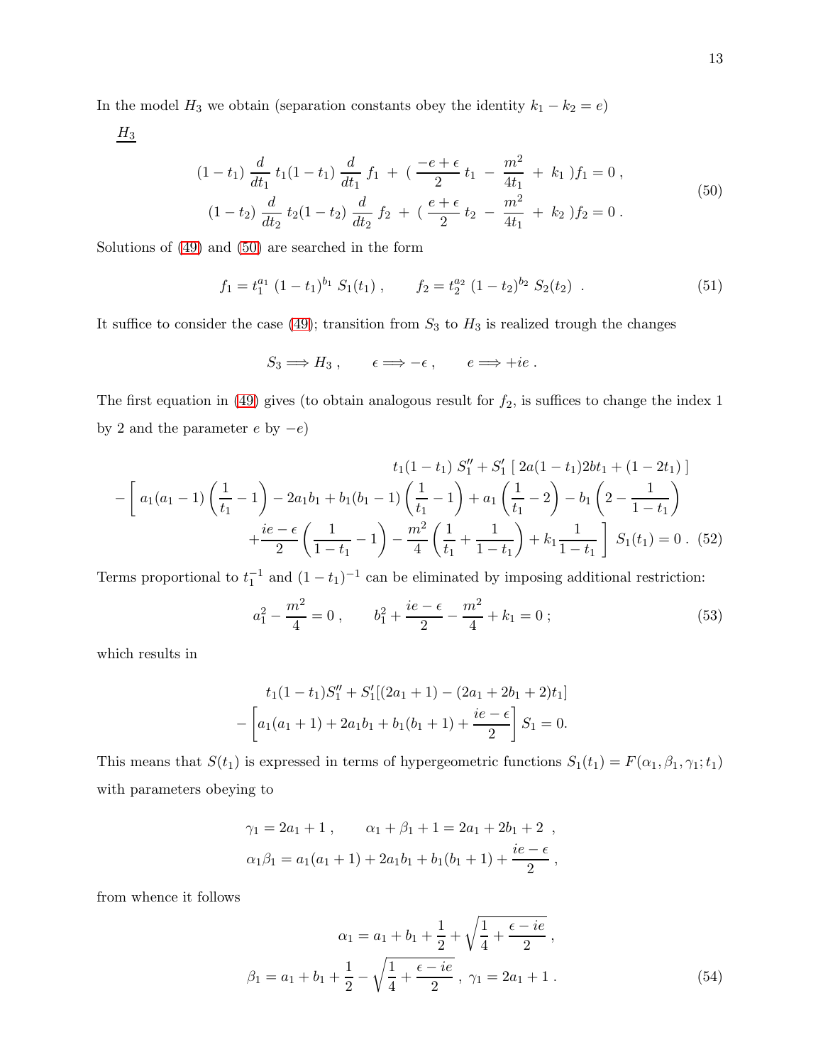In the model $H_3$ we obtain (separation constants obey the identity $k_1 - k_2 = e$)

$\underline{H_3}$

$$
\begin{aligned}
(1-t_1)\,\frac{d}{dt_1}\,t_1(1-t_1)\,\frac{d}{dt_1}\,f_1 \;+\; (\,\frac{-e+\epsilon}{2}\,t_1 \;-\; \frac{m^2}{4t_1} \;+\; k_1\,)f_1 = 0\,,\\
(1-t_2)\,\frac{d}{dt_2}\,t_2(1-t_2)\,\frac{d}{dt_2}\,f_2 \;+\; (\,\frac{e+\epsilon}{2}\,t_2 \;-\; \frac{m^2}{4t_1} \;+\; k_2\,)f_2 = 0\,.
\end{aligned}
\tag{50}
$$

Solutions of (49) and (50) are searched in the form

$$
f_1 = t_1^{a_1}\,(1-t_1)^{b_1}\,S_1(t_1)\,, \qquad f_2 = t_2^{a_2}\,(1-t_2)^{b_2}\,S_2(t_2)\;\;. \tag{51}
$$

It suffice to consider the case (49); transition from $S_3$ to $H_3$ is realized trough the changes

$$
S_3 \Longrightarrow H_3\,, \qquad \epsilon \Longrightarrow -\epsilon\,, \qquad e \Longrightarrow +ie\,.
$$

The first equation in (49) gives (to obtain analogous result for $f_2$, is suffices to change the index 1 by 2 and the parameter $e$ by $-e$)

$$
\begin{aligned}
&t_1(1-t_1)\,S_1'' + S_1'\,[\,2a(1-t_1)2bt_1 + (1-2t_1)\,]\\
&-\Bigg[\,a_1(a_1-1)\left(\frac{1}{t_1}-1\right) - 2a_1b_1 + b_1(b_1-1)\left(\frac{1}{t_1}-1\right) + a_1\left(\frac{1}{t_1}-2\right) - b_1\left(2-\frac{1}{1-t_1}\right)\\
&+\frac{ie-\epsilon}{2}\left(\frac{1}{1-t_1}-1\right) - \frac{m^2}{4}\left(\frac{1}{t_1}+\frac{1}{1-t_1}\right) + k_1\frac{1}{1-t_1}\,\Bigg]\;S_1(t_1) = 0\,.
\end{aligned}
\tag{52}
$$

Terms proportional to $t_1^{-1}$ and $(1-t_1)^{-1}$ can be eliminated by imposing additional restriction:

$$
a_1^2 - \frac{m^2}{4} = 0\,, \qquad b_1^2 + \frac{ie-\epsilon}{2} - \frac{m^2}{4} + k_1 = 0\,; \tag{53}
$$

which results in

$$
\begin{aligned}
&t_1(1-t_1)S_1'' + S_1'[(2a_1+1) - (2a_1+2b_1+2)t_1]\\
&-\left[a_1(a_1+1) + 2a_1b_1 + b_1(b_1+1) + \frac{ie-\epsilon}{2}\right]S_1 = 0.
\end{aligned}
$$

This means that $S(t_1)$ is expressed in terms of hypergeometric functions $S_1(t_1) = F(\alpha_1, \beta_1, \gamma_1; t_1)$ with parameters obeying to

$$
\begin{aligned}
&\gamma_1 = 2a_1 + 1\,, \qquad \alpha_1 + \beta_1 + 1 = 2a_1 + 2b_1 + 2\;\;,\\
&\alpha_1\beta_1 = a_1(a_1+1) + 2a_1b_1 + b_1(b_1+1) + \frac{ie-\epsilon}{2}\,,
\end{aligned}
$$

from whence it follows

$$
\begin{aligned}
\alpha_1 &= a_1 + b_1 + \frac{1}{2} + \sqrt{\frac{1}{4} + \frac{\epsilon - ie}{2}}\,,\\
\beta_1 &= a_1 + b_1 + \frac{1}{2} - \sqrt{\frac{1}{4} + \frac{\epsilon - ie}{2}}\,,\; \gamma_1 = 2a_1 + 1\,.
\end{aligned}
\tag{54}
$$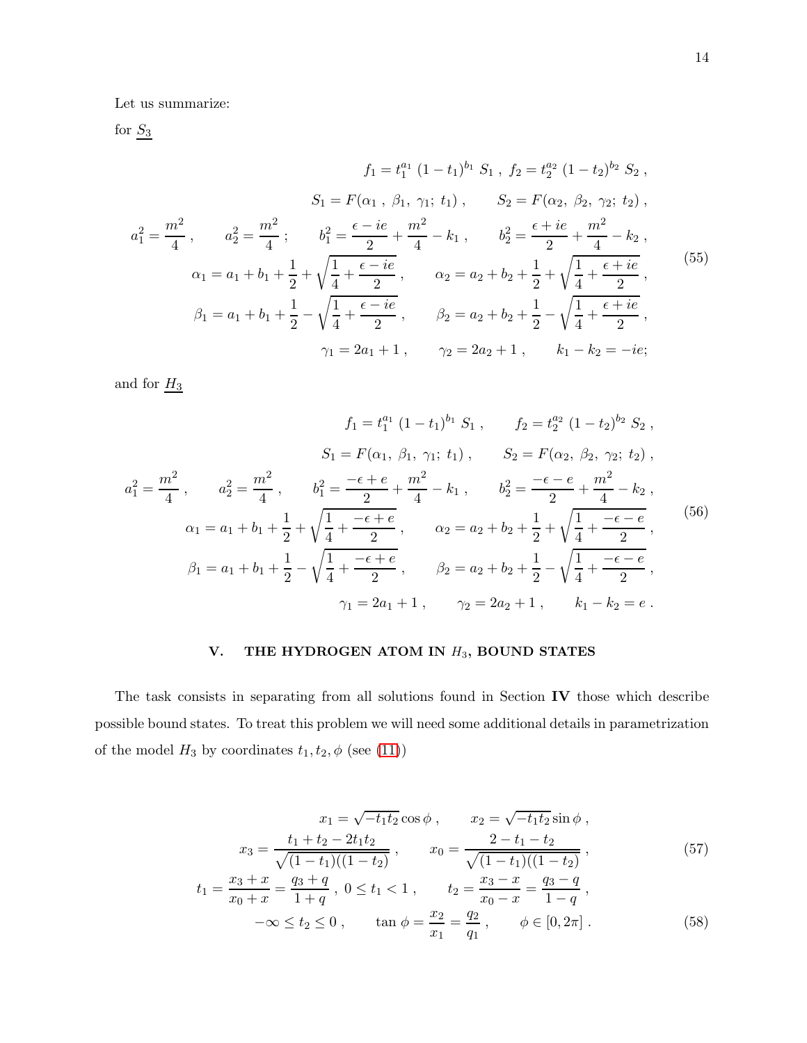Let us summarize:

for $\underline{S_3}$

$$
\begin{gathered}
f_1 = t_1^{a_1}\ (1-t_1)^{b_1}\ S_1\ ,\ f_2 = t_2^{a_2}\ (1-t_2)^{b_2}\ S_2\ , \\
S_1 = F(\alpha_1\ ,\ \beta_1,\ \gamma_1;\ t_1)\ , \qquad S_2 = F(\alpha_2,\ \beta_2,\ \gamma_2;\ t_2)\ , \\
a_1^2 = \frac{m^2}{4}\ , \qquad a_2^2 = \frac{m^2}{4}\ ; \qquad b_1^2 = \frac{\epsilon - ie}{2} + \frac{m^2}{4} - k_1\ , \qquad b_2^2 = \frac{\epsilon + ie}{2} + \frac{m^2}{4} - k_2\ , \\
\alpha_1 = a_1 + b_1 + \frac{1}{2} + \sqrt{\frac{1}{4} + \frac{\epsilon - ie}{2}}\ , \qquad \alpha_2 = a_2 + b_2 + \frac{1}{2} + \sqrt{\frac{1}{4} + \frac{\epsilon + ie}{2}}\ , \\
\beta_1 = a_1 + b_1 + \frac{1}{2} - \sqrt{\frac{1}{4} + \frac{\epsilon - ie}{2}}\ , \qquad \beta_2 = a_2 + b_2 + \frac{1}{2} - \sqrt{\frac{1}{4} + \frac{\epsilon + ie}{2}}\ , \\
\gamma_1 = 2a_1 + 1\ , \qquad \gamma_2 = 2a_2 + 1\ , \qquad k_1 - k_2 = -ie;
\end{gathered} \tag{55}
$$

and for $\underline{H_3}$

$$
\begin{gathered}
f_1 = t_1^{a_1}\ (1-t_1)^{b_1}\ S_1\ , \qquad f_2 = t_2^{a_2}\ (1-t_2)^{b_2}\ S_2\ , \\
S_1 = F(\alpha_1,\ \beta_1,\ \gamma_1;\ t_1)\ , \qquad S_2 = F(\alpha_2,\ \beta_2,\ \gamma_2;\ t_2)\ , \\
a_1^2 = \frac{m^2}{4}\ , \qquad a_2^2 = \frac{m^2}{4}\ , \qquad b_1^2 = \frac{-\epsilon + e}{2} + \frac{m^2}{4} - k_1\ , \qquad b_2^2 = \frac{-\epsilon - e}{2} + \frac{m^2}{4} - k_2\ , \\
\alpha_1 = a_1 + b_1 + \frac{1}{2} + \sqrt{\frac{1}{4} + \frac{-\epsilon + e}{2}}\ , \qquad \alpha_2 = a_2 + b_2 + \frac{1}{2} + \sqrt{\frac{1}{4} + \frac{-\epsilon - e}{2}}\ , \\
\beta_1 = a_1 + b_1 + \frac{1}{2} - \sqrt{\frac{1}{4} + \frac{-\epsilon + e}{2}}\ , \qquad \beta_2 = a_2 + b_2 + \frac{1}{2} - \sqrt{\frac{1}{4} + \frac{-\epsilon - e}{2}}\ , \\
\gamma_1 = 2a_1 + 1\ , \qquad \gamma_2 = 2a_2 + 1\ , \qquad k_1 - k_2 = e\ .
\end{gathered} \tag{56}
$$

## V. THE HYDROGEN ATOM IN $H_3$, BOUND STATES

The task consists in separating from all solutions found in Section **IV** those which describe possible bound states. To treat this problem we will need some additional details in parametrization of the model $H_3$ by coordinates $t_1, t_2, \phi$ (see (11))

$$
\begin{gathered}
x_1 = \sqrt{-t_1 t_2}\cos\phi\ , \qquad x_2 = \sqrt{-t_1 t_2}\sin\phi\ , \\
x_3 = \frac{t_1 + t_2 - 2t_1 t_2}{\sqrt{(1-t_1)((1-t_2)}}\ , \qquad x_0 = \frac{2 - t_1 - t_2}{\sqrt{(1-t_1)((1-t_2)}}\ ,
\end{gathered} \tag{57}
$$

$$
\begin{gathered}
t_1 = \frac{x_3 + x}{x_0 + x} = \frac{q_3 + q}{1 + q}\ ,\ 0 \leq t_1 < 1\ , \qquad t_2 = \frac{x_3 - x}{x_0 - x} = \frac{q_3 - q}{1 - q}\ , \\
-\infty \leq t_2 \leq 0\ , \qquad \tan\phi = \frac{x_2}{x_1} = \frac{q_2}{q_1}\ , \qquad \phi \in [0, 2\pi]\ .
\end{gathered} \tag{58}
$$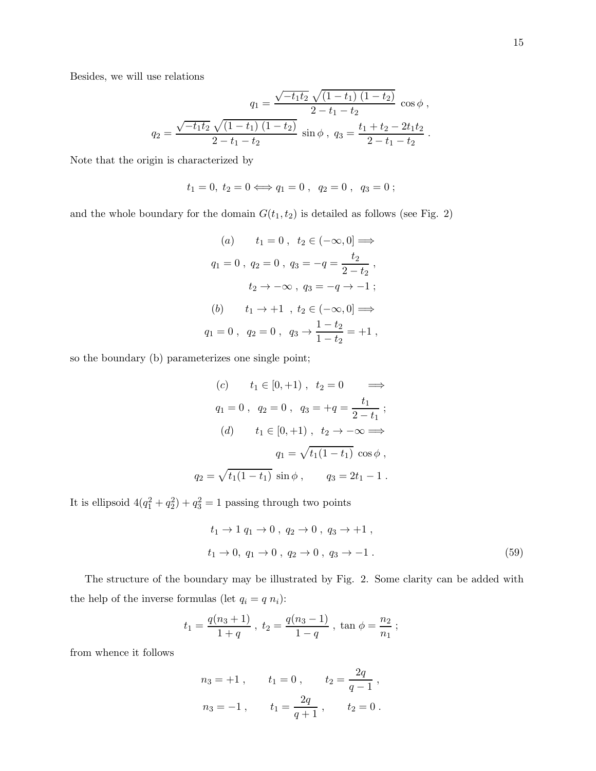Besides, we will use relations

$$q_1 = \frac{\sqrt{-t_1 t_2}\,\sqrt{(1-t_1)\,(1-t_2)}}{2-t_1-t_2}\ \cos\phi\ ,$$

$$q_2 = \frac{\sqrt{-t_1 t_2}\,\sqrt{(1-t_1)\,(1-t_2)}}{2-t_1-t_2}\ \sin\phi\ ,\ q_3 = \frac{t_1+t_2-2t_1t_2}{2-t_1-t_2}\ .$$

Note that the origin is characterized by

$$t_1 = 0,\ t_2 = 0 \Longleftrightarrow q_1 = 0\ ,\ \ q_2 = 0\ ,\ \ q_3 = 0\ ;$$

and the whole boundary for the domain $G(t_1, t_2)$ is detailed as follows (see Fig. 2)

$$(a) \qquad t_1 = 0\ ,\ \ t_2 \in (-\infty, 0] \Longrightarrow$$

$$q_1 = 0\ ,\ q_2 = 0\ ,\ q_3 = -q = \frac{t_2}{2-t_2}\ ,$$

$$t_2 \to -\infty\ ,\ q_3 = -q \to -1\ ;$$

$$(b) \qquad t_1 \to +1\ \ ,\ t_2 \in (-\infty, 0] \Longrightarrow$$

$$q_1 = 0\ ,\ \ q_2 = 0\ ,\ \ q_3 \to \frac{1-t_2}{1-t_2} = +1\ ,$$

so the boundary (b) parameterizes one single point;

$$(c) \qquad t_1 \in [0, +1)\ ,\ \ t_2 = 0 \qquad \Longrightarrow$$

$$q_1 = 0\ ,\ \ q_2 = 0\ ,\ \ q_3 = +q = \frac{t_1}{2-t_1}\ ;$$

$$(d) \qquad t_1 \in [0, +1)\ ,\ \ t_2 \to -\infty \Longrightarrow$$

$$q_1 = \sqrt{t_1(1-t_1)}\ \cos\phi\ ,$$

$$q_2 = \sqrt{t_1(1-t_1)}\ \sin\phi\ , \qquad q_3 = 2t_1 - 1\ .$$

It is ellipsoid $4(q_1^2 + q_2^2) + q_3^2 = 1$ passing through two points

$$t_1 \to 1\ q_1 \to 0\ ,\ q_2 \to 0\ ,\ q_3 \to +1\ ,$$

$$t_1 \to 0,\ q_1 \to 0\ ,\ q_2 \to 0\ ,\ q_3 \to -1\ . \tag{59}$$

The structure of the boundary may be illustrated by Fig. 2. Some clarity can be added with the help of the inverse formulas (let $q_i = q\ n_i$):

$$t_1 = \frac{q(n_3+1)}{1+q}\ ,\ t_2 = \frac{q(n_3-1)}{1-q}\ ,\ \tan\phi = \frac{n_2}{n_1}\ ;$$

from whence it follows

$$n_3 = +1\ , \qquad t_1 = 0\ , \qquad t_2 = \frac{2q}{q-1}\ ,$$

$$n_3 = -1\ , \qquad t_1 = \frac{2q}{q+1}\ , \qquad t_2 = 0\ .$$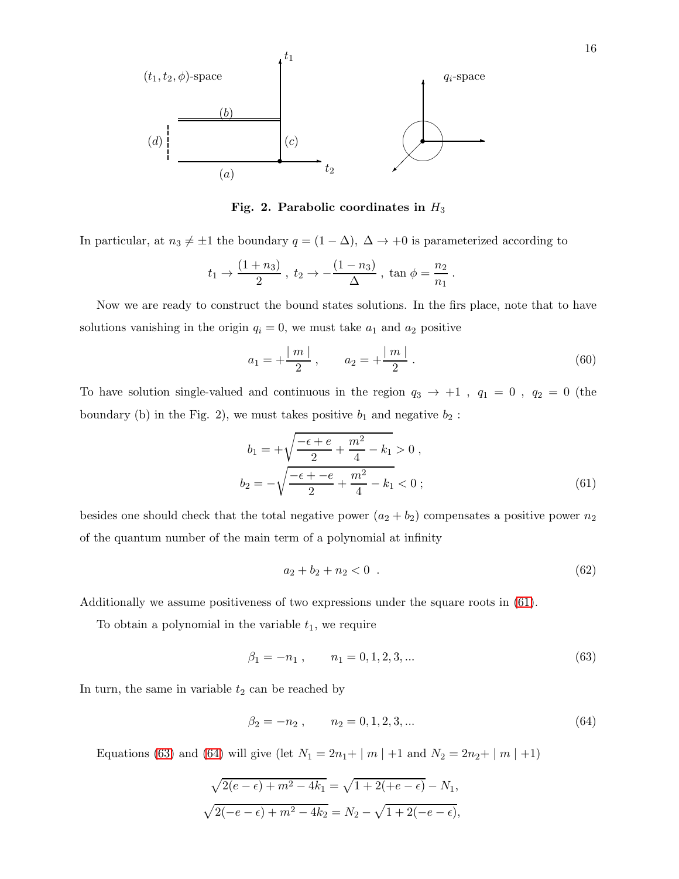**Fig. 2. Parabolic coordinates in $H_3$**

In particular, at $n_3 \neq \pm 1$ the boundary $q = (1-\Delta)$, $\Delta \to +0$ is parameterized according to

$$t_1 \to \frac{(1+n_3)}{2}\ ,\ t_2 \to -\frac{(1-n_3)}{\Delta}\ ,\ \tan\phi = \frac{n_2}{n_1}\ .$$

Now we are ready to construct the bound states solutions. In the firs place, note that to have solutions vanishing in the origin $q_i = 0$, we must take $a_1$ and $a_2$ positive

$$a_1 = +\frac{\mid m \mid}{2}\ , \qquad a_2 = +\frac{\mid m \mid}{2}\ . \tag{60}$$

To have solution single-valued and continuous in the region $q_3 \to +1$ , $q_1 = 0$ , $q_2 = 0$ (the boundary (b) in the Fig. 2), we must takes positive $b_1$ and negative $b_2$ :

$$b_1 = +\sqrt{\frac{-\epsilon + e}{2} + \frac{m^2}{4} - k_1} > 0\ ,$$
$$b_2 = -\sqrt{\frac{-\epsilon + -e}{2} + \frac{m^2}{4} - k_1} < 0\ ; \tag{61}$$

besides one should check that the total negative power $(a_2 + b_2)$ compensates a positive power $n_2$ of the quantum number of the main term of a polynomial at infinity

$$a_2 + b_2 + n_2 < 0\ \ . \tag{62}$$

Additionally we assume positiveness of two expressions under the square roots in (61).

To obtain a polynomial in the variable $t_1$, we require

$$\beta_1 = -n_1\ , \qquad n_1 = 0, 1, 2, 3, ... \tag{63}$$

In turn, the same in variable $t_2$ can be reached by

$$\beta_2 = -n_2\ , \qquad n_2 = 0, 1, 2, 3, ... \tag{64}$$

Equations (63) and (64) will give (let $N_1 = 2n_1 + \mid m \mid +1$ and $N_2 = 2n_2 + \mid m \mid +1$)

$$\sqrt{2(e-\epsilon) + m^2 - 4k_1} = \sqrt{1 + 2(+e-\epsilon)} - N_1,$$
$$\sqrt{2(-e-\epsilon) + m^2 - 4k_2} = N_2 - \sqrt{1 + 2(-e-\epsilon)},$$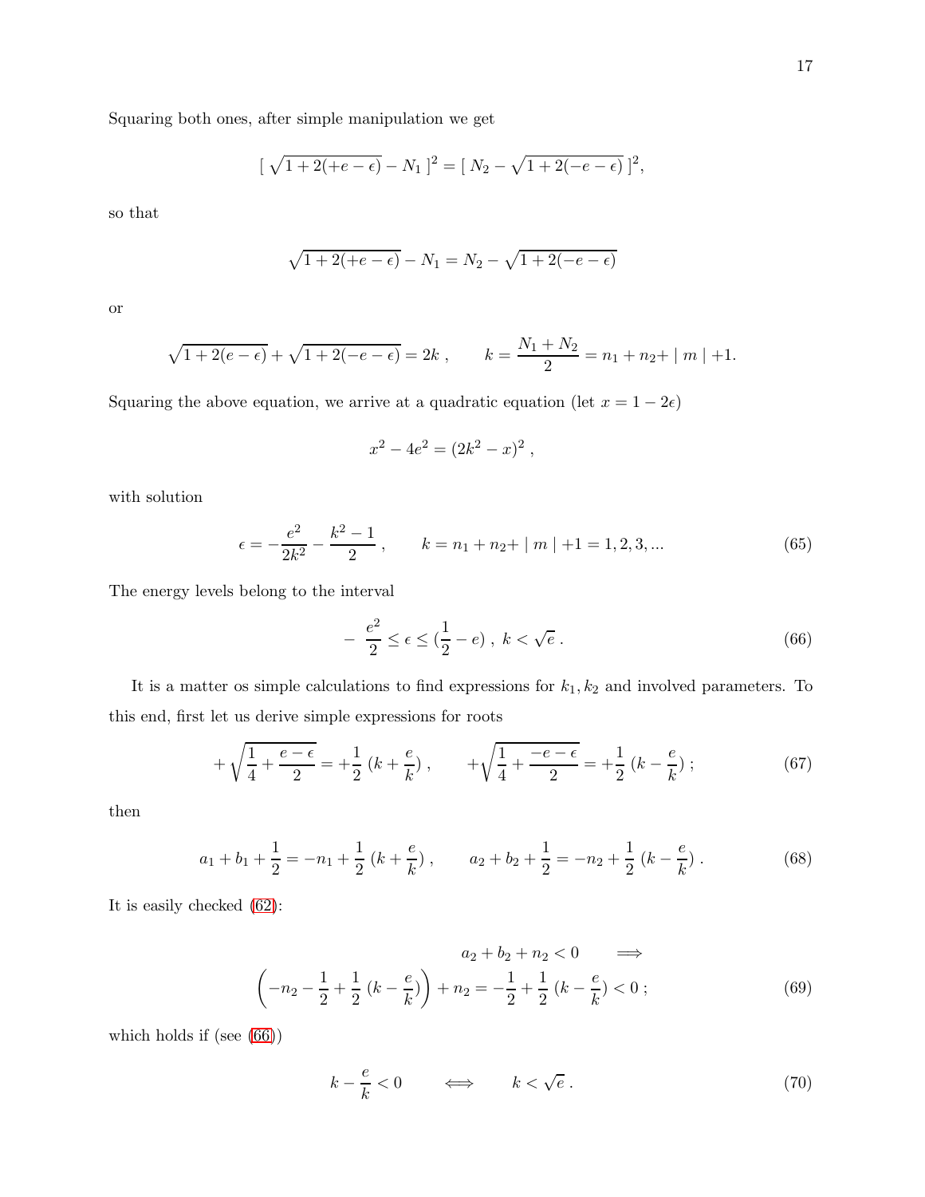Squaring both ones, after simple manipulation we get

$$[\ \sqrt{1+2(+e-\epsilon)} - N_1\ ]^2 = [\ N_2 - \sqrt{1+2(-e-\epsilon)}\ ]^2,$$

so that

$$\sqrt{1+2(+e-\epsilon)} - N_1 = N_2 - \sqrt{1+2(-e-\epsilon)}$$

or

$$\sqrt{1+2(e-\epsilon)} + \sqrt{1+2(-e-\epsilon)} = 2k\ , \qquad k = \frac{N_1+N_2}{2} = n_1 + n_2 + \mid m \mid + 1.$$

Squaring the above equation, we arrive at a quadratic equation (let $x = 1 - 2\epsilon$)

$$x^2 - 4e^2 = (2k^2 - x)^2\ ,$$

with solution

$$\epsilon = -\frac{e^2}{2k^2} - \frac{k^2-1}{2}\ , \qquad k = n_1 + n_2 + \mid m \mid + 1 = 1, 2, 3, ... \tag{65}$$

The energy levels belong to the interval

$$-\ \frac{e^2}{2} \le \epsilon \le (\frac{1}{2} - e)\ ,\ k < \sqrt{e}\ . \tag{66}$$

It is a matter os simple calculations to find expressions for $k_1, k_2$ and involved parameters. To this end, first let us derive simple expressions for roots

$$+\sqrt{\frac{1}{4} + \frac{e-\epsilon}{2}} = +\frac{1}{2}\ (k + \frac{e}{k})\ , \qquad +\sqrt{\frac{1}{4} + \frac{-e-\epsilon}{2}} = +\frac{1}{2}\ (k - \frac{e}{k})\ ; \tag{67}$$

then

$$a_1 + b_1 + \frac{1}{2} = -n_1 + \frac{1}{2}\ (k + \frac{e}{k})\ , \qquad a_2 + b_2 + \frac{1}{2} = -n_2 + \frac{1}{2}\ (k - \frac{e}{k})\ . \tag{68}$$

It is easily checked (62):

$$a_2 + b_2 + n_2 < 0 \qquad \Longrightarrow$$

$$\left(-n_2 - \frac{1}{2} + \frac{1}{2}\ (k - \frac{e}{k})\right) + n_2 = -\frac{1}{2} + \frac{1}{2}\ (k - \frac{e}{k}) < 0\ ; \tag{69}$$

which holds if (see (66))

$$k - \frac{e}{k} < 0 \qquad \Longleftrightarrow \qquad k < \sqrt{e}\ . \tag{70}$$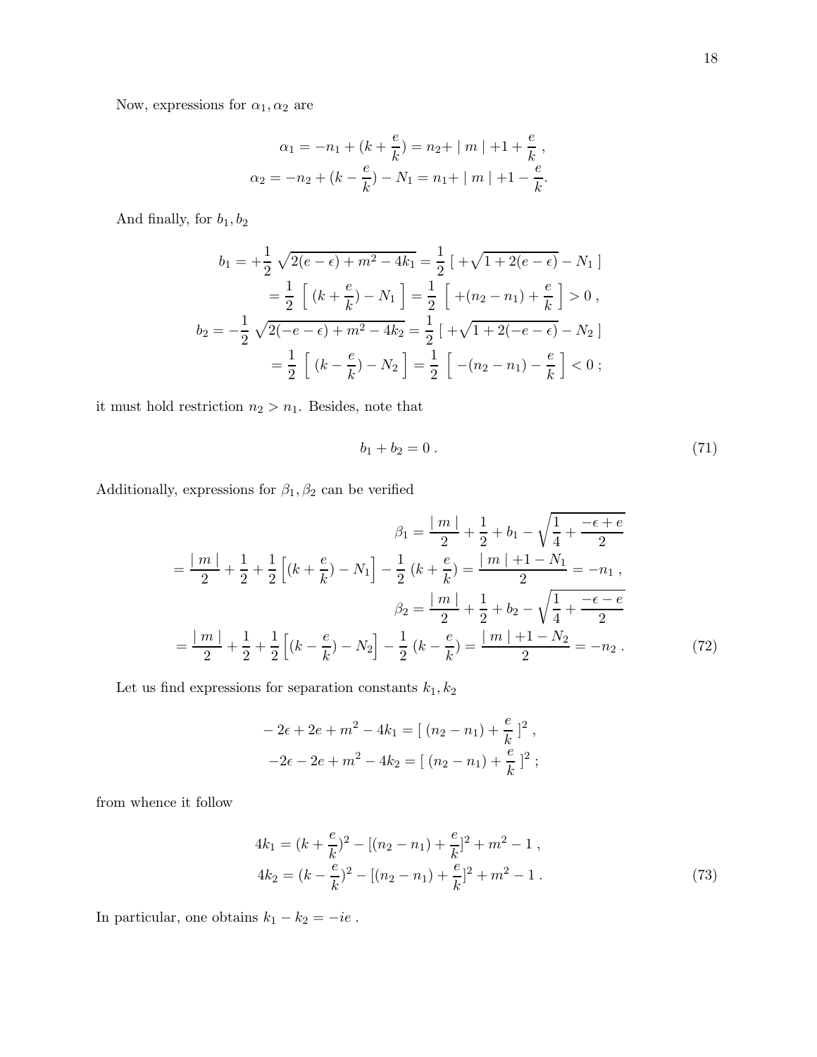Now, expressions for $\alpha_1, \alpha_2$ are

$$
\alpha_1 = -n_1 + (k + \frac{e}{k}) = n_2 + \mid m \mid +1 + \frac{e}{k} \, ,
$$
$$
\alpha_2 = -n_2 + (k - \frac{e}{k}) - N_1 = n_1 + \mid m \mid +1 - \frac{e}{k}.
$$

And finally, for $b_1, b_2$

$$
b_1 = +\frac{1}{2} \sqrt{2(e-\epsilon) + m^2 - 4k_1} = \frac{1}{2} \, [ \, +\sqrt{1 + 2(e-\epsilon)} - N_1 \, ]
$$
$$
= \frac{1}{2} \, \Big[ \, (k + \frac{e}{k}) - N_1 \, \Big] = \frac{1}{2} \, \Big[ \, +(n_2 - n_1) + \frac{e}{k} \, \Big] > 0 \, ,
$$
$$
b_2 = -\frac{1}{2} \sqrt{2(-e-\epsilon) + m^2 - 4k_2} = \frac{1}{2} \, [ \, +\sqrt{1 + 2(-e-\epsilon)} - N_2 \, ]
$$
$$
= \frac{1}{2} \, \Big[ \, (k - \frac{e}{k}) - N_2 \, \Big] = \frac{1}{2} \, \Big[ \, -(n_2 - n_1) - \frac{e}{k} \, \Big] < 0 \, ;
$$

it must hold restriction $n_2 > n_1$. Besides, note that

$$
b_1 + b_2 = 0 \, . \tag{71}
$$

Additionally, expressions for $\beta_1, \beta_2$ can be verified

$$
\beta_1 = \frac{\mid m \mid}{2} + \frac{1}{2} + b_1 - \sqrt{\frac{1}{4} + \frac{-\epsilon + e}{2}}
$$
$$
= \frac{\mid m \mid}{2} + \frac{1}{2} + \frac{1}{2} \Big[ (k + \frac{e}{k}) - N_1 \Big] - \frac{1}{2} \, (k + \frac{e}{k}) = \frac{\mid m \mid +1 - N_1}{2} = -n_1 \, ,
$$
$$
\beta_2 = \frac{\mid m \mid}{2} + \frac{1}{2} + b_2 - \sqrt{\frac{1}{4} + \frac{-\epsilon - e}{2}}
$$
$$
= \frac{\mid m \mid}{2} + \frac{1}{2} + \frac{1}{2} \Big[ (k - \frac{e}{k}) - N_2 \Big] - \frac{1}{2} \, (k - \frac{e}{k}) = \frac{\mid m \mid +1 - N_2}{2} = -n_2 \, . \tag{72}
$$

Let us find expressions for separation constants $k_1, k_2$

$$
-2\epsilon + 2e + m^2 - 4k_1 = [ \, (n_2 - n_1) + \frac{e}{k} \, ]^2 \, ,
$$
$$
-2\epsilon - 2e + m^2 - 4k_2 = [ \, (n_2 - n_1) + \frac{e}{k} \, ]^2 \, ;
$$

from whence it follow

$$
4k_1 = (k + \frac{e}{k})^2 - [(n_2 - n_1) + \frac{e}{k}]^2 + m^2 - 1 \, ,
$$
$$
4k_2 = (k - \frac{e}{k})^2 - [(n_2 - n_1) + \frac{e}{k}]^2 + m^2 - 1 \, . \tag{73}
$$

In particular, one obtains $k_1 - k_2 = -ie$ .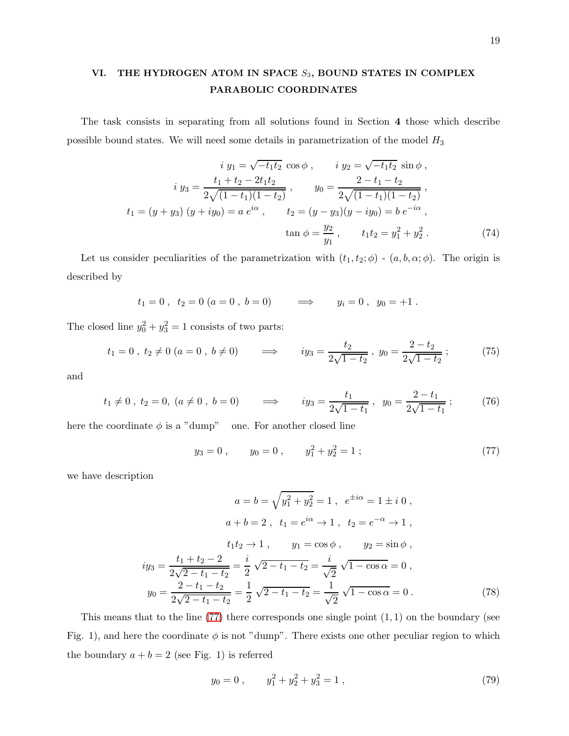## VI. THE HYDROGEN ATOM IN SPACE $S_3$, BOUND STATES IN COMPLEX PARABOLIC COORDINATES

The task consists in separating from all solutions found in Section **4** those which describe possible bound states. We will need some details in parametrization of the model $H_3$

$$
\begin{gathered}
i\, y_1 = \sqrt{-t_1 t_2}\, \cos\phi\,, \qquad i\, y_2 = \sqrt{-t_1 t_2}\, \sin\phi\,, \\
i\, y_3 = \frac{t_1 + t_2 - 2t_1 t_2}{2\sqrt{(1-t_1)(1-t_2)}}\,, \qquad y_0 = \frac{2 - t_1 - t_2}{2\sqrt{(1-t_1)(1-t_2)}}\,, \\
t_1 = (y + y_3)\,(y + iy_0) = a\, e^{i\alpha}\,, \qquad t_2 = (y - y_3)(y - iy_0) = b\, e^{-i\alpha}\,, \\
\tan\phi = \frac{y_2}{y_1}\,, \qquad t_1 t_2 = y_1^2 + y_2^2\,.
\end{gathered} \tag{74}
$$

Let us consider peculiarities of the parametrization with $(t_1, t_2; \phi)$ - $(a, b, \alpha; \phi)$. The origin is described by

$$
t_1 = 0\,, \;\; t_2 = 0 \; (a = 0\,,\; b = 0) \qquad \Longrightarrow \qquad y_i = 0\,, \;\; y_0 = +1\,.
$$

The closed line $y_0^2 + y_3^2 = 1$ consists of two parts:

$$
t_1 = 0\,,\; t_2 \neq 0 \; (a = 0\,,\; b \neq 0) \qquad \Longrightarrow \qquad iy_3 = \frac{t_2}{2\sqrt{1-t_2}}\,,\; y_0 = \frac{2 - t_2}{2\sqrt{1-t_2}}\,; \tag{75}
$$

and

$$
t_1 \neq 0\,,\; t_2 = 0,\; (a \neq 0\,,\; b = 0) \qquad \Longrightarrow \qquad iy_3 = \frac{t_1}{2\sqrt{1-t_1}}\,,\;\; y_0 = \frac{2 - t_1}{2\sqrt{1-t_1}}\,; \tag{76}
$$

here the coordinate $\phi$ is a "dump" one. For another closed line

$$
y_3 = 0\,, \qquad y_0 = 0\,, \qquad y_1^2 + y_2^2 = 1\,; \tag{77}
$$

we have description

$$
\begin{gathered}
a = b = \sqrt{y_1^2 + y_2^2} = 1\,, \;\; e^{\pm i\alpha} = 1 \pm i\, 0\,, \\
a + b = 2\,, \;\; t_1 = e^{i\alpha} \to 1\,, \;\; t_2 = e^{-\alpha} \to 1\,, \\
t_1 t_2 \to 1\,, \qquad y_1 = \cos\phi\,, \qquad y_2 = \sin\phi\,, \\
iy_3 = \frac{t_1 + t_2 - 2}{2\sqrt{2 - t_1 - t_2}} = \frac{i}{2}\, \sqrt{2 - t_1 - t_2} = \frac{i}{\sqrt{2}}\, \sqrt{1 - \cos\alpha} = 0\,, \\
y_0 = \frac{2 - t_1 - t_2}{2\sqrt{2 - t_1 - t_2}} = \frac{1}{2}\, \sqrt{2 - t_1 - t_2} = \frac{1}{\sqrt{2}}\, \sqrt{1 - \cos\alpha} = 0\,.
\end{gathered} \tag{78}
$$

This means that to the line (77) there corresponds one single point $(1, 1)$ on the boundary (see Fig. 1), and here the coordinate $\phi$ is not "dump". There exists one other peculiar region to which the boundary $a + b = 2$ (see Fig. 1) is referred

$$
y_0 = 0\,, \qquad y_1^2 + y_2^2 + y_3^2 = 1\,, \tag{79}
$$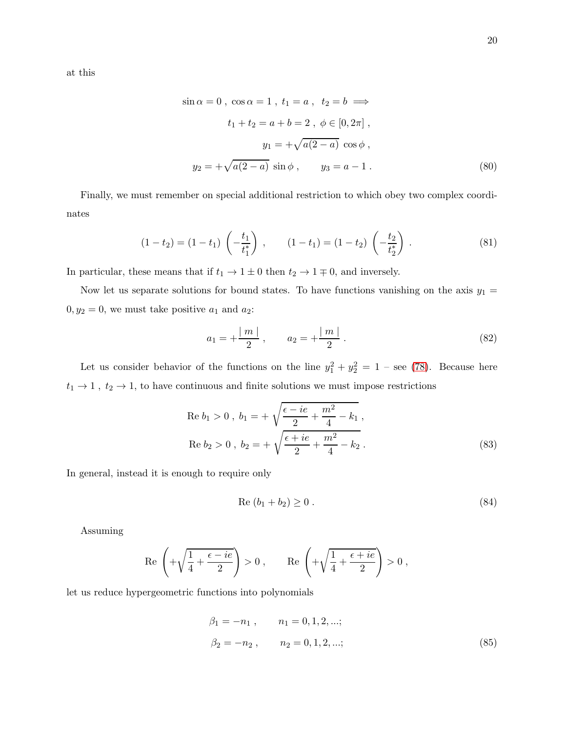at this

$$
\begin{aligned}
\sin\alpha = 0\,,\ \cos\alpha = 1\,,\ t_1 = a\,,\ \ t_2 = b \implies \\
t_1 + t_2 = a + b = 2\,,\ \phi \in [0, 2\pi]\,, \\
y_1 = +\sqrt{a(2-a)}\ \cos\phi\,, \\
y_2 = +\sqrt{a(2-a)}\ \sin\phi\,, \qquad y_3 = a - 1\,.
\end{aligned}
\tag{80}
$$

Finally, we must remember on special additional restriction to which obey two complex coordinates

$$
(1 - t_2) = (1 - t_1)\ \left(-\frac{t_1}{t_1^*}\right)\,, \qquad (1 - t_1) = (1 - t_2)\ \left(-\frac{t_2}{t_2^*}\right)\,. \tag{81}
$$

In particular, these means that if $t_1 \to 1 \pm 0$ then $t_2 \to 1 \mp 0$, and inversely.

Now let us separate solutions for bound states. To have functions vanishing on the axis $y_1 = 0, y_2 = 0$, we must take positive $a_1$ and $a_2$:

$$
a_1 = +\frac{\mid m \mid}{2}\,, \qquad a_2 = +\frac{\mid m \mid}{2}\,. \tag{82}
$$

Let us consider behavior of the functions on the line $y_1^2 + y_2^2 = 1$ – see (78). Because here $t_1 \to 1\,,\ t_2 \to 1$, to have continuous and finite solutions we must impose restrictions

$$
\begin{aligned}
\text{Re}\ b_1 > 0\,,\ b_1 = +\sqrt{\frac{\epsilon - ie}{2} + \frac{m^2}{4} - k_1}\,, \\
\text{Re}\ b_2 > 0\,,\ b_2 = +\sqrt{\frac{\epsilon + ie}{2} + \frac{m^2}{4} - k_2}\,.
\end{aligned}
\tag{83}
$$

In general, instead it is enough to require only

$$
\text{Re}\ (b_1 + b_2) \geq 0\,. \tag{84}
$$

Assuming

$$
\text{Re}\ \left(+\sqrt{\frac{1}{4} + \frac{\epsilon - ie}{2}}\right) > 0\,, \qquad \text{Re}\ \left(+\sqrt{\frac{1}{4} + \frac{\epsilon + ie}{2}}\right) > 0\,,
$$

let us reduce hypergeometric functions into polynomials

$$
\begin{aligned}
\beta_1 = -n_1\,, \qquad n_1 = 0, 1, 2, ...; \\
\beta_2 = -n_2\,, \qquad n_2 = 0, 1, 2, ...;
\end{aligned}
\tag{85}
$$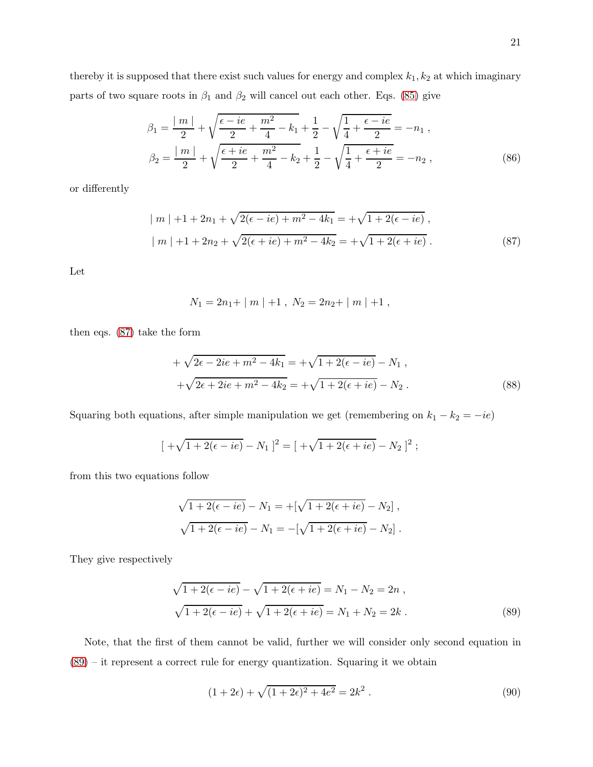thereby it is supposed that there exist such values for energy and complex $k_1, k_2$ at which imaginary parts of two square roots in $\beta_1$ and $\beta_2$ will cancel out each other. Eqs. (85) give

$$
\beta_1 = \frac{\mid m \mid}{2} + \sqrt{\frac{\epsilon - ie}{2} + \frac{m^2}{4} - k_1} + \frac{1}{2} - \sqrt{\frac{1}{4} + \frac{\epsilon - ie}{2}} = -n_1 \; ,
$$

$$
\beta_2 = \frac{\mid m \mid}{2} + \sqrt{\frac{\epsilon + ie}{2} + \frac{m^2}{4} - k_2} + \frac{1}{2} - \sqrt{\frac{1}{4} + \frac{\epsilon + ie}{2}} = -n_2 \; , \tag{86}
$$

or differently

$$
\mid m \mid + 1 + 2n_1 + \sqrt{2(\epsilon - ie) + m^2 - 4k_1} = +\sqrt{1 + 2(\epsilon - ie)} \; ,
$$

$$
\mid m \mid + 1 + 2n_2 + \sqrt{2(\epsilon + ie) + m^2 - 4k_2} = +\sqrt{1 + 2(\epsilon + ie)} \; . \tag{87}
$$

Let

$$
N_1 = 2n_1 + \mid m \mid + 1 \; , \; N_2 = 2n_2 + \mid m \mid + 1 \; ,
$$

then eqs. (87) take the form

$$
+ \sqrt{2\epsilon - 2ie + m^2 - 4k_1} = +\sqrt{1 + 2(\epsilon - ie)} - N_1 \; ,
$$

$$
+ \sqrt{2\epsilon + 2ie + m^2 - 4k_2} = +\sqrt{1 + 2(\epsilon + ie)} - N_2 \; . \tag{88}
$$

Squaring both equations, after simple manipulation we get (remembering on $k_1 - k_2 = -ie$)

$$
[\, +\sqrt{1 + 2(\epsilon - ie)} - N_1 \,]^2 = [\, +\sqrt{1 + 2(\epsilon + ie)} - N_2 \,]^2 \; ;
$$

from this two equations follow

$$
\sqrt{1 + 2(\epsilon - ie)} - N_1 = +[\sqrt{1 + 2(\epsilon + ie)} - N_2] \; ,
$$

$$
\sqrt{1 + 2(\epsilon - ie)} - N_1 = -[\sqrt{1 + 2(\epsilon + ie)} - N_2] \; .
$$

They give respectively

$$
\sqrt{1 + 2(\epsilon - ie)} - \sqrt{1 + 2(\epsilon + ie)} = N_1 - N_2 = 2n \; ,
$$

$$
\sqrt{1 + 2(\epsilon - ie)} + \sqrt{1 + 2(\epsilon + ie)} = N_1 + N_2 = 2k \; . \tag{89}
$$

Note, that the first of them cannot be valid, further we will consider only second equation in (89) – it represent a correct rule for energy quantization. Squaring it we obtain

$$
(1 + 2\epsilon) + \sqrt{(1 + 2\epsilon)^2 + 4e^2} = 2k^2 \; . \tag{90}
$$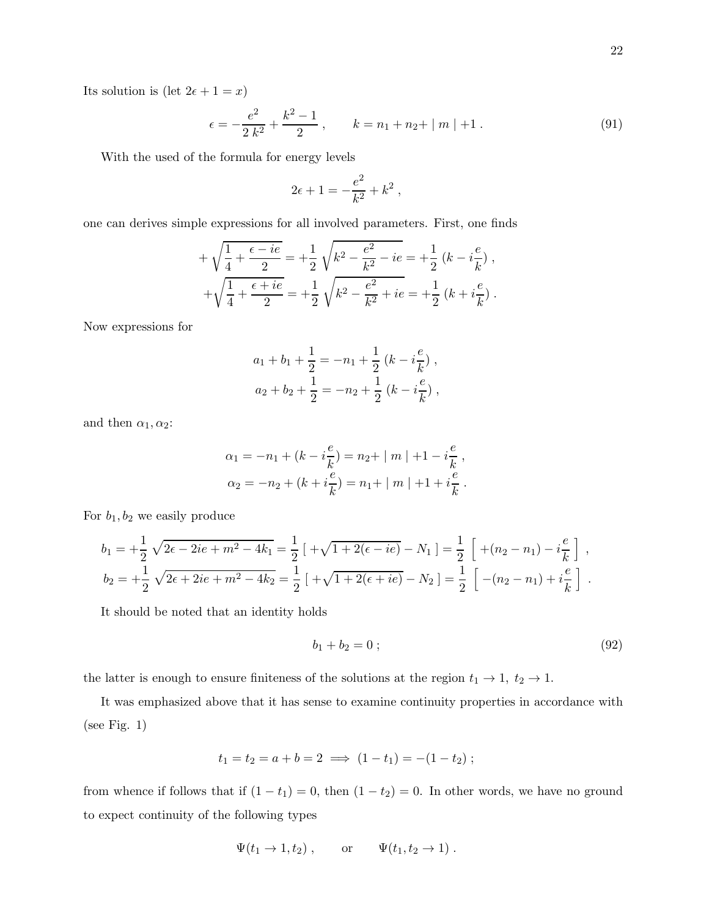Its solution is (let $2\epsilon + 1 = x$)

$$\epsilon = -\frac{e^2}{2\,k^2} + \frac{k^2-1}{2}\;, \qquad k = n_1 + n_2 + \mid m \mid +1\;. \tag{91}$$

With the used of the formula for energy levels

$$2\epsilon + 1 = -\frac{e^2}{k^2} + k^2\;,$$

one can derives simple expressions for all involved parameters. First, one finds

$$+\sqrt{\frac{1}{4} + \frac{\epsilon - ie}{2}} = +\frac{1}{2}\,\sqrt{k^2 - \frac{e^2}{k^2} - ie} = +\frac{1}{2}\,(k - i\frac{e}{k})\;,$$
$$+\sqrt{\frac{1}{4} + \frac{\epsilon + ie}{2}} = +\frac{1}{2}\,\sqrt{k^2 - \frac{e^2}{k^2} + ie} = +\frac{1}{2}\,(k + i\frac{e}{k})\;.$$

Now expressions for

$$a_1 + b_1 + \frac{1}{2} = -n_1 + \frac{1}{2}\,(k - i\frac{e}{k})\;,$$
$$a_2 + b_2 + \frac{1}{2} = -n_2 + \frac{1}{2}\,(k - i\frac{e}{k})\;,$$

and then $\alpha_1, \alpha_2$:

$$\alpha_1 = -n_1 + (k - i\frac{e}{k}) = n_2 + \mid m \mid +1 - i\frac{e}{k}\;,$$
$$\alpha_2 = -n_2 + (k + i\frac{e}{k}) = n_1 + \mid m \mid +1 + i\frac{e}{k}\;.$$

For $b_1, b_2$ we easily produce

$$b_1 = +\frac{1}{2}\,\sqrt{2\epsilon - 2ie + m^2 - 4k_1} = \frac{1}{2}\,[\,+\sqrt{1 + 2(\epsilon - ie)} - N_1\,] = \frac{1}{2}\,\Big[\,+(n_2 - n_1) - i\frac{e}{k}\,\Big]\;,$$
$$b_2 = +\frac{1}{2}\,\sqrt{2\epsilon + 2ie + m^2 - 4k_2} = \frac{1}{2}\,[\,+\sqrt{1 + 2(\epsilon + ie)} - N_2\,] = \frac{1}{2}\,\Big[\,-(n_2 - n_1) + i\frac{e}{k}\,\Big]\;.$$

It should be noted that an identity holds

$$b_1 + b_2 = 0\;; \tag{92}$$

the latter is enough to ensure finiteness of the solutions at the region $t_1 \to 1,\; t_2 \to 1$.

It was emphasized above that it has sense to examine continuity properties in accordance with (see Fig. 1)

$$t_1 = t_2 = a + b = 2 \implies (1 - t_1) = -(1 - t_2)\;;$$

from whence if follows that if $(1 - t_1) = 0$, then $(1 - t_2) = 0$. In other words, we have no ground to expect continuity of the following types

$$\Psi(t_1 \to 1, t_2)\;, \qquad \text{or} \qquad \Psi(t_1, t_2 \to 1)\;.$$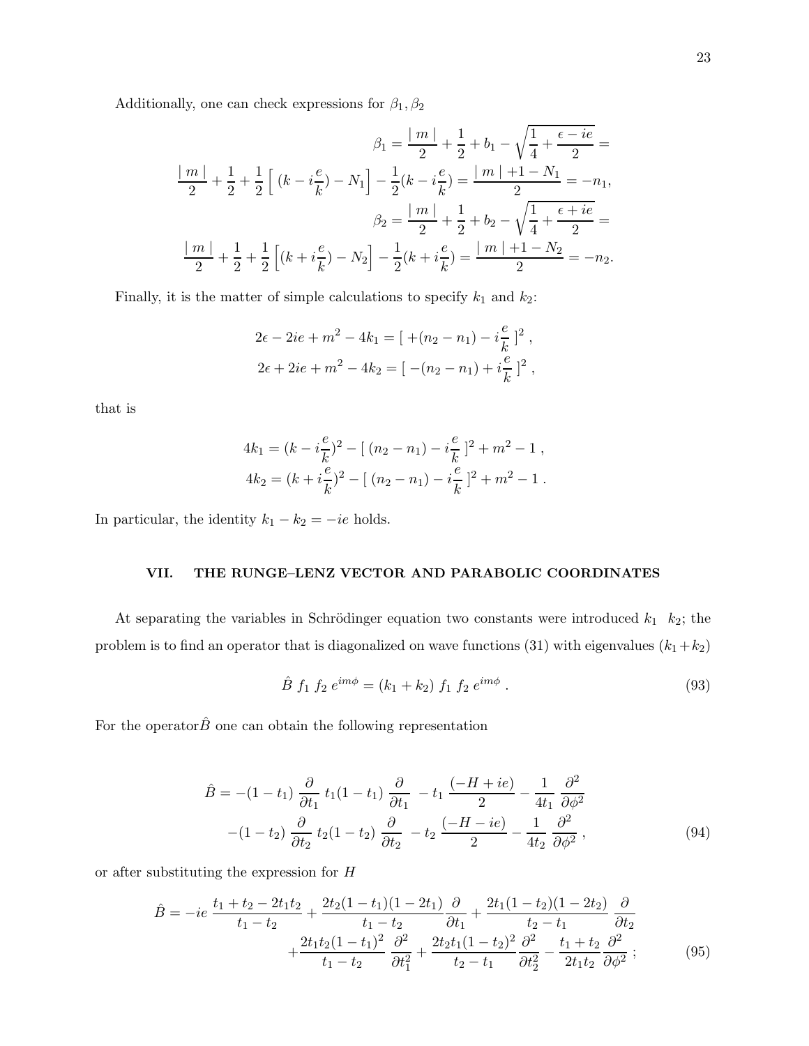Additionally, one can check expressions for $\beta_1, \beta_2$

$$
\beta_1 = \frac{\mid m \mid}{2} + \frac{1}{2} + b_1 - \sqrt{\frac{1}{4} + \frac{\epsilon - ie}{2}} =
$$

$$
\frac{\mid m \mid}{2} + \frac{1}{2} + \frac{1}{2} \Big[ \ (k - i\frac{e}{k}) - N_1 \Big] - \frac{1}{2}(k - i\frac{e}{k}) = \frac{\mid m \mid +1 - N_1}{2} = -n_1,
$$

$$
\beta_2 = \frac{\mid m \mid}{2} + \frac{1}{2} + b_2 - \sqrt{\frac{1}{4} + \frac{\epsilon + ie}{2}} =
$$

$$
\frac{\mid m \mid}{2} + \frac{1}{2} + \frac{1}{2} \Big[ (k + i\frac{e}{k}) - N_2 \Big] - \frac{1}{2}(k + i\frac{e}{k}) = \frac{\mid m \mid +1 - N_2}{2} = -n_2.
$$

Finally, it is the matter of simple calculations to specify $k_1$ and $k_2$:

$$
2\epsilon - 2ie + m^2 - 4k_1 = [\ +(n_2 - n_1) - i\frac{e}{k}\ ]^2 \ ,
$$

$$
2\epsilon + 2ie + m^2 - 4k_2 = [\ -(n_2 - n_1) + i\frac{e}{k}\ ]^2 \ ,
$$

that is

$$
4k_1 = (k - i\frac{e}{k})^2 - [\ (n_2 - n_1) - i\frac{e}{k}\ ]^2 + m^2 - 1 \ ,
$$

$$
4k_2 = (k + i\frac{e}{k})^2 - [\ (n_2 - n_1) - i\frac{e}{k}\ ]^2 + m^2 - 1 \ .
$$

In particular, the identity $k_1 - k_2 = -ie$ holds.

## VII. THE RUNGE–LENZ VECTOR AND PARABOLIC COORDINATES

At separating the variables in Schrödinger equation two constants were introduced $k_1 \ \ k_2$; the problem is to find an operator that is diagonalized on wave functions (31) with eigenvalues $(k_1 + k_2)$

$$
\hat{B} \ f_1 \ f_2 \ e^{im\phi} = (k_1 + k_2) \ f_1 \ f_2 \ e^{im\phi} \ . \tag{93}
$$

For the operator$\hat{B}$ one can obtain the following representation

$$
\hat{B} = -(1 - t_1) \ \frac{\partial}{\partial t_1} \ t_1(1 - t_1) \ \frac{\partial}{\partial t_1} \ - t_1 \ \frac{(-H + ie)}{2} - \frac{1}{4t_1} \ \frac{\partial^2}{\partial \phi^2}
$$

$$
-(1 - t_2) \ \frac{\partial}{\partial t_2} \ t_2(1 - t_2) \ \frac{\partial}{\partial t_2} \ - t_2 \ \frac{(-H - ie)}{2} - \frac{1}{4t_2} \ \frac{\partial^2}{\partial \phi^2} \ , \tag{94}
$$

or after substituting the expression for $H$

$$
\hat{B} = -ie \ \frac{t_1 + t_2 - 2t_1 t_2}{t_1 - t_2} + \frac{2t_2(1 - t_1)(1 - 2t_1)}{t_1 - t_2} \frac{\partial}{\partial t_1} + \frac{2t_1(1 - t_2)(1 - 2t_2)}{t_2 - t_1} \ \frac{\partial}{\partial t_2}
$$

$$
+ \frac{2t_1 t_2 (1 - t_1)^2}{t_1 - t_2} \ \frac{\partial^2}{\partial t_1^2} + \frac{2t_2 t_1 (1 - t_2)^2}{t_2 - t_1} \frac{\partial^2}{\partial t_2^2} - \frac{t_1 + t_2}{2t_1 t_2} \frac{\partial^2}{\partial \phi^2} \ ; \tag{95}
$$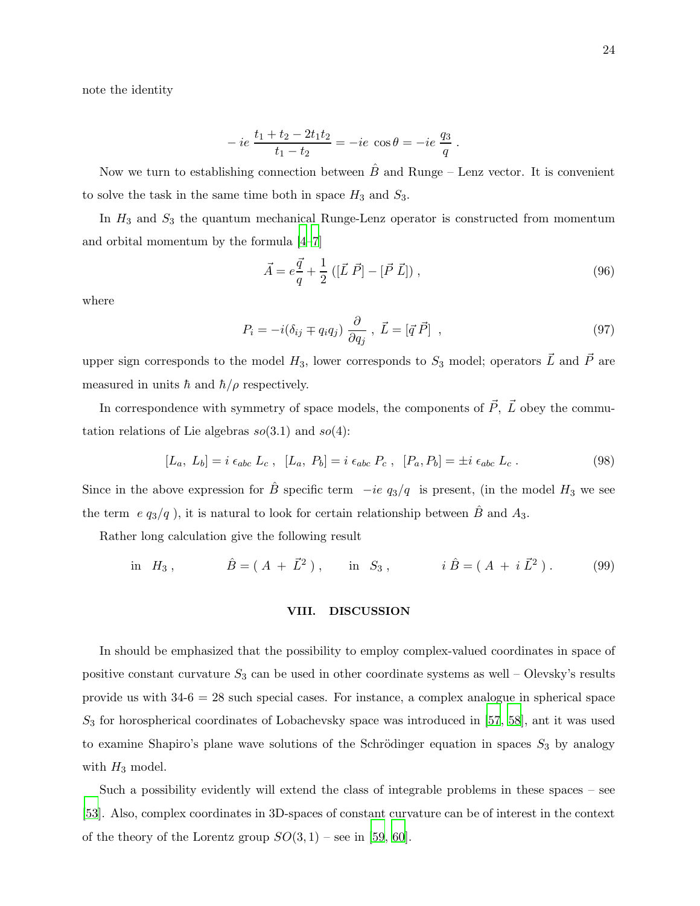note the identity

$$
-\, ie\, \frac{t_1 + t_2 - 2t_1 t_2}{t_1 - t_2} = -ie\ \cos\theta = -ie\ \frac{q_3}{q}\ .
$$

Now we turn to establishing connection between $\hat{B}$ and Runge – Lenz vector. It is convenient to solve the task in the same time both in space $H_3$ and $S_3$.

In $H_3$ and $S_3$ the quantum mechanical Runge-Lenz operator is constructed from momentum and orbital momentum by the formula [4–7]

$$
\vec{A} = e\frac{\vec{q}}{q} + \frac{1}{2}\ ([\vec{L}\ \vec{P}] - [\vec{P}\ \vec{L}])\ , \tag{96}
$$

where

$$
P_i = -i(\delta_{ij} \mp q_i q_j)\ \frac{\partial}{\partial q_j}\ ,\ \vec{L} = [\vec{q}\ \vec{P}]\ \ , \tag{97}
$$

upper sign corresponds to the model $H_3$, lower corresponds to $S_3$ model; operators $\vec{L}$ and $\vec{P}$ are measured in units $\hbar$ and $\hbar/\rho$ respectively.

In correspondence with symmetry of space models, the components of $\vec{P},\ \vec{L}$ obey the commutation relations of Lie algebras $so(3.1)$ and $so(4)$:

$$
[L_a,\ L_b] = i\ \epsilon_{abc}\ L_c\ ,\ \ [L_a,\ P_b] = i\ \epsilon_{abc}\ P_c\ ,\ \ [P_a, P_b] = \pm i\ \epsilon_{abc}\ L_c\ . \tag{98}
$$

Since in the above expression for $\hat{B}$ specific term $-ie\ q_3/q$ is present, (in the model $H_3$ we see the term $e\ q_3/q$ ), it is natural to look for certain relationship between $\hat{B}$ and $A_3$.

Rather long calculation give the following result

$$
\text{in}\quad H_3\ , \qquad \hat{B} = (\ A\ +\ \vec{L}^2\ )\ , \qquad \text{in}\quad S_3\ , \qquad i\ \hat{B} = (\ A\ +\ i\ \vec{L}^2\ )\ . \tag{99}
$$

## VIII. DISCUSSION

In should be emphasized that the possibility to employ complex-valued coordinates in space of positive constant curvature $S_3$ can be used in other coordinate systems as well – Olevsky's results provide us with 34-6 = 28 such special cases. For instance, a complex analogue in spherical space $S_3$ for horospherical coordinates of Lobachevsky space was introduced in [57, 58], ant it was used to examine Shapiro's plane wave solutions of the Schrödinger equation in spaces $S_3$ by analogy with $H_3$ model.

Such a possibility evidently will extend the class of integrable problems in these spaces – see [53]. Also, complex coordinates in 3D-spaces of constant curvature can be of interest in the context of the theory of the Lorentz group $SO(3,1)$ – see in [59, 60].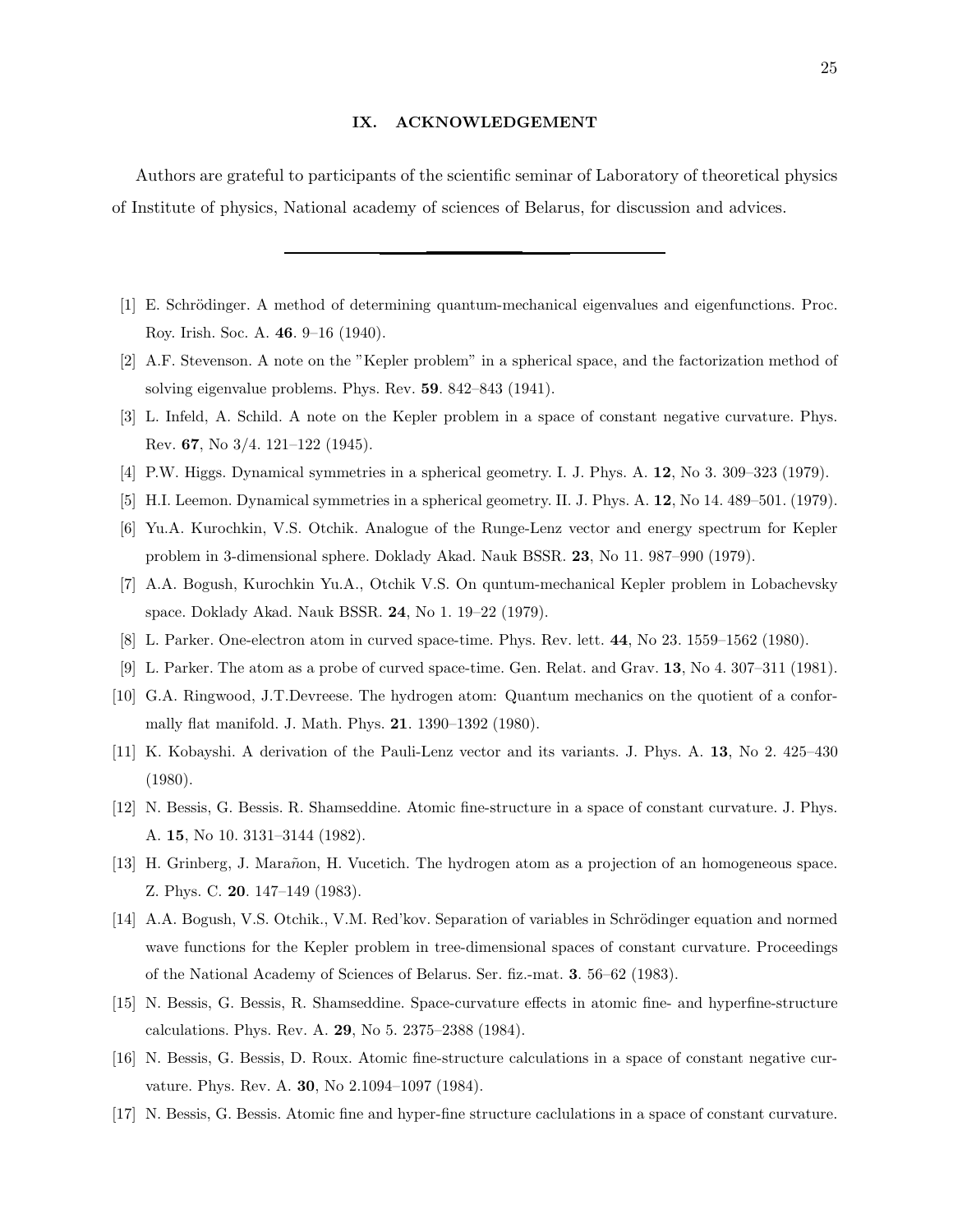## IX. ACKNOWLEDGEMENT

Authors are grateful to participants of the scientific seminar of Laboratory of theoretical physics of Institute of physics, National academy of sciences of Belarus, for discussion and advices.

---

[1] E. Schrödinger. A method of determining quantum-mechanical eigenvalues and eigenfunctions. Proc. Roy. Irish. Soc. A. **46**. 9–16 (1940).

[2] A.F. Stevenson. A note on the "Kepler problem" in a spherical space, and the factorization method of solving eigenvalue problems. Phys. Rev. **59**. 842–843 (1941).

[3] L. Infeld, A. Schild. A note on the Kepler problem in a space of constant negative curvature. Phys. Rev. **67**, No 3/4. 121–122 (1945).

[4] P.W. Higgs. Dynamical symmetries in a spherical geometry. I. J. Phys. A. **12**, No 3. 309–323 (1979).

[5] H.I. Leemon. Dynamical symmetries in a spherical geometry. II. J. Phys. A. **12**, No 14. 489–501. (1979).

[6] Yu.A. Kurochkin, V.S. Otchik. Analogue of the Runge-Lenz vector and energy spectrum for Kepler problem in 3-dimensional sphere. Doklady Akad. Nauk BSSR. **23**, No 11. 987–990 (1979).

[7] A.A. Bogush, Kurochkin Yu.A., Otchik V.S. On quntum-mechanical Kepler problem in Lobachevsky space. Doklady Akad. Nauk BSSR. **24**, No 1. 19–22 (1979).

[8] L. Parker. One-electron atom in curved space-time. Phys. Rev. lett. **44**, No 23. 1559–1562 (1980).

[9] L. Parker. The atom as a probe of curved space-time. Gen. Relat. and Grav. **13**, No 4. 307–311 (1981).

[10] G.A. Ringwood, J.T.Devreese. The hydrogen atom: Quantum mechanics on the quotient of a conformally flat manifold. J. Math. Phys. **21**. 1390–1392 (1980).

[11] K. Kobayshi. A derivation of the Pauli-Lenz vector and its variants. J. Phys. A. **13**, No 2. 425–430 (1980).

[12] N. Bessis, G. Bessis. R. Shamseddine. Atomic fine-structure in a space of constant curvature. J. Phys. A. **15**, No 10. 3131–3144 (1982).

[13] H. Grinberg, J. Marañon, H. Vucetich. The hydrogen atom as a projection of an homogeneous space. Z. Phys. C. **20**. 147–149 (1983).

[14] A.A. Bogush, V.S. Otchik., V.M. Red'kov. Separation of variables in Schrödinger equation and normed wave functions for the Kepler problem in tree-dimensional spaces of constant curvature. Proceedings of the National Academy of Sciences of Belarus. Ser. fiz.-mat. **3**. 56–62 (1983).

[15] N. Bessis, G. Bessis, R. Shamseddine. Space-curvature effects in atomic fine- and hyperfine-structure calculations. Phys. Rev. A. **29**, No 5. 2375–2388 (1984).

[16] N. Bessis, G. Bessis, D. Roux. Atomic fine-structure calculations in a space of constant negative curvature. Phys. Rev. A. **30**, No 2.1094–1097 (1984).

[17] N. Bessis, G. Bessis. Atomic fine and hyper-fine structure caclulations in a space of constant curvature.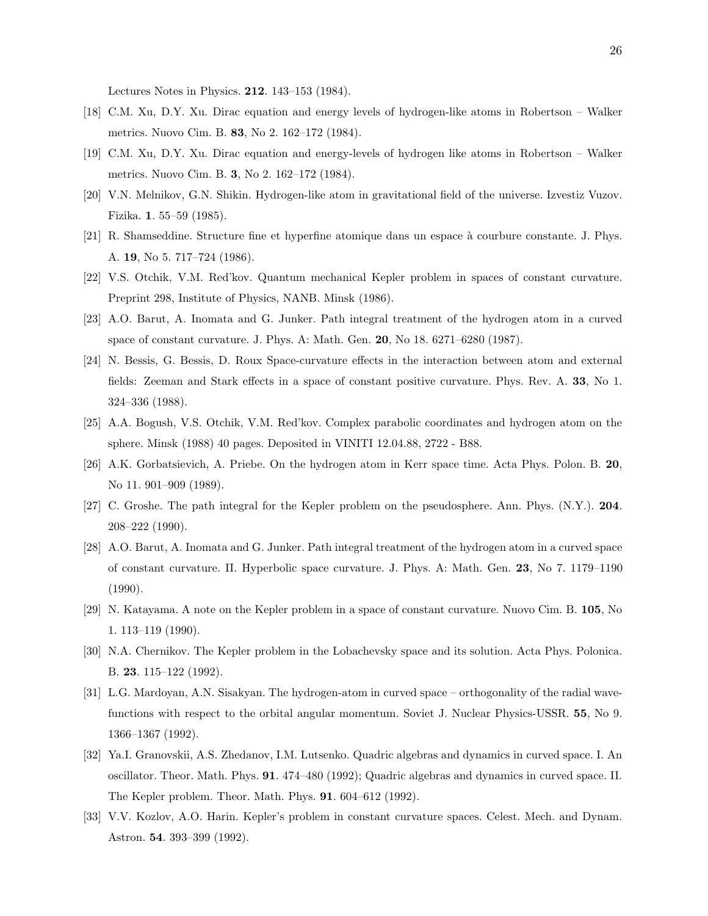Lectures Notes in Physics. **212**. 143–153 (1984).

[18] C.M. Xu, D.Y. Xu. Dirac equation and energy levels of hydrogen-like atoms in Robertson – Walker metrics. Nuovo Cim. B. **83**, No 2. 162–172 (1984).

[19] C.M. Xu, D.Y. Xu. Dirac equation and energy-levels of hydrogen like atoms in Robertson – Walker metrics. Nuovo Cim. B. **3**, No 2. 162–172 (1984).

[20] V.N. Melnikov, G.N. Shikin. Hydrogen-like atom in gravitational field of the universe. Izvestiz Vuzov. Fizika. **1**. 55–59 (1985).

[21] R. Shamseddine. Structure fine et hyperfine atomique dans un espace à courbure constante. J. Phys. A. **19**, No 5. 717–724 (1986).

[22] V.S. Otchik, V.M. Red'kov. Quantum mechanical Kepler problem in spaces of constant curvature. Preprint 298, Institute of Physics, NANB. Minsk (1986).

[23] A.O. Barut, A. Inomata and G. Junker. Path integral treatment of the hydrogen atom in a curved space of constant curvature. J. Phys. A: Math. Gen. **20**, No 18. 6271–6280 (1987).

[24] N. Bessis, G. Bessis, D. Roux Space-curvature effects in the interaction between atom and external fields: Zeeman and Stark effects in a space of constant positive curvature. Phys. Rev. A. **33**, No 1. 324–336 (1988).

[25] A.A. Bogush, V.S. Otchik, V.M. Red'kov. Complex parabolic coordinates and hydrogen atom on the sphere. Minsk (1988) 40 pages. Deposited in VINITI 12.04.88, 2722 - B88.

[26] A.K. Gorbatsievich, A. Priebe. On the hydrogen atom in Kerr space time. Acta Phys. Polon. B. **20**, No 11. 901–909 (1989).

[27] C. Groshe. The path integral for the Kepler problem on the pseudosphere. Ann. Phys. (N.Y.). **204**. 208–222 (1990).

[28] A.O. Barut, A. Inomata and G. Junker. Path integral treatment of the hydrogen atom in a curved space of constant curvature. II. Hyperbolic space curvature. J. Phys. A: Math. Gen. **23**, No 7. 1179–1190 (1990).

[29] N. Katayama. A note on the Kepler problem in a space of constant curvature. Nuovo Cim. B. **105**, No 1. 113–119 (1990).

[30] N.A. Chernikov. The Kepler problem in the Lobachevsky space and its solution. Acta Phys. Polonica. B. **23**. 115–122 (1992).

[31] L.G. Mardoyan, A.N. Sisakyan. The hydrogen-atom in curved space – orthogonality of the radial wave-functions with respect to the orbital angular momentum. Soviet J. Nuclear Physics-USSR. **55**, No 9. 1366–1367 (1992).

[32] Ya.I. Granovskii, A.S. Zhedanov, I.M. Lutsenko. Quadric algebras and dynamics in curved space. I. An oscillator. Theor. Math. Phys. **91**. 474–480 (1992); Quadric algebras and dynamics in curved space. II. The Kepler problem. Theor. Math. Phys. **91**. 604–612 (1992).

[33] V.V. Kozlov, A.O. Harin. Kepler's problem in constant curvature spaces. Celest. Mech. and Dynam. Astron. **54**. 393–399 (1992).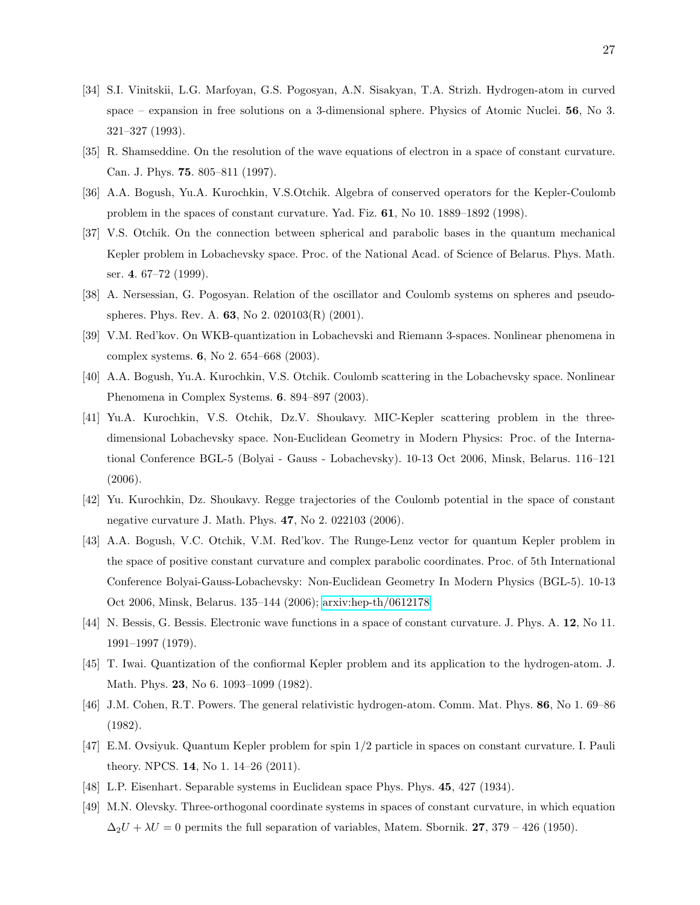[34] S.I. Vinitskii, L.G. Marfoyan, G.S. Pogosyan, A.N. Sisakyan, T.A. Strizh. Hydrogen-atom in curved space – expansion in free solutions on a 3-dimensional sphere. Physics of Atomic Nuclei. **56**, No 3. 321–327 (1993).

[35] R. Shamseddine. On the resolution of the wave equations of electron in a space of constant curvature. Can. J. Phys. **75**. 805–811 (1997).

[36] A.A. Bogush, Yu.A. Kurochkin, V.S.Otchik. Algebra of conserved operators for the Kepler-Coulomb problem in the spaces of constant curvature. Yad. Fiz. **61**, No 10. 1889–1892 (1998).

[37] V.S. Otchik. On the connection between spherical and parabolic bases in the quantum mechanical Kepler problem in Lobachevsky space. Proc. of the National Acad. of Science of Belarus. Phys. Math. ser. **4**. 67–72 (1999).

[38] A. Nersessian, G. Pogosyan. Relation of the oscillator and Coulomb systems on spheres and pseudospheres. Phys. Rev. A. **63**, No 2. 020103(R) (2001).

[39] V.M. Red'kov. On WKB-quantization in Lobachevski and Riemann 3-spaces. Nonlinear phenomena in complex systems. **6**, No 2. 654–668 (2003).

[40] A.A. Bogush, Yu.A. Kurochkin, V.S. Otchik. Coulomb scattering in the Lobachevsky space. Nonlinear Phenomena in Complex Systems. **6**. 894–897 (2003).

[41] Yu.A. Kurochkin, V.S. Otchik, Dz.V. Shoukavy. MIC-Kepler scattering problem in the three-dimensional Lobachevsky space. Non-Euclidean Geometry in Modern Physics: Proc. of the International Conference BGL-5 (Bolyai - Gauss - Lobachevsky). 10-13 Oct 2006, Minsk, Belarus. 116–121 (2006).

[42] Yu. Kurochkin, Dz. Shoukavy. Regge trajectories of the Coulomb potential in the space of constant negative curvature J. Math. Phys. **47**, No 2. 022103 (2006).

[43] A.A. Bogush, V.C. Otchik, V.M. Red'kov. The Runge-Lenz vector for quantum Kepler problem in the space of positive constant curvature and complex parabolic coordinates. Proc. of 5th International Conference Bolyai-Gauss-Lobachevsky: Non-Euclidean Geometry In Modern Physics (BGL-5). 10-13 Oct 2006, Minsk, Belarus. 135–144 (2006); arxiv:hep-th/0612178

[44] N. Bessis, G. Bessis. Electronic wave functions in a space of constant curvature. J. Phys. A. **12**, No 11. 1991–1997 (1979).

[45] T. Iwai. Quantization of the confiormal Kepler problem and its application to the hydrogen-atom. J. Math. Phys. **23**, No 6. 1093–1099 (1982).

[46] J.M. Cohen, R.T. Powers. The general relativistic hydrogen-atom. Comm. Mat. Phys. **86**, No 1. 69–86 (1982).

[47] E.M. Ovsiyuk. Quantum Kepler problem for spin 1/2 particle in spaces on constant curvature. I. Pauli theory. NPCS. **14**, No 1. 14–26 (2011).

[48] L.P. Eisenhart. Separable systems in Euclidean space Phys. Phys. **45**, 427 (1934).

[49] M.N. Olevsky. Three-orthogonal coordinate systems in spaces of constant curvature, in which equation $\Delta_2 U + \lambda U = 0$ permits the full separation of variables, Matem. Sbornik. **27**, 379 – 426 (1950).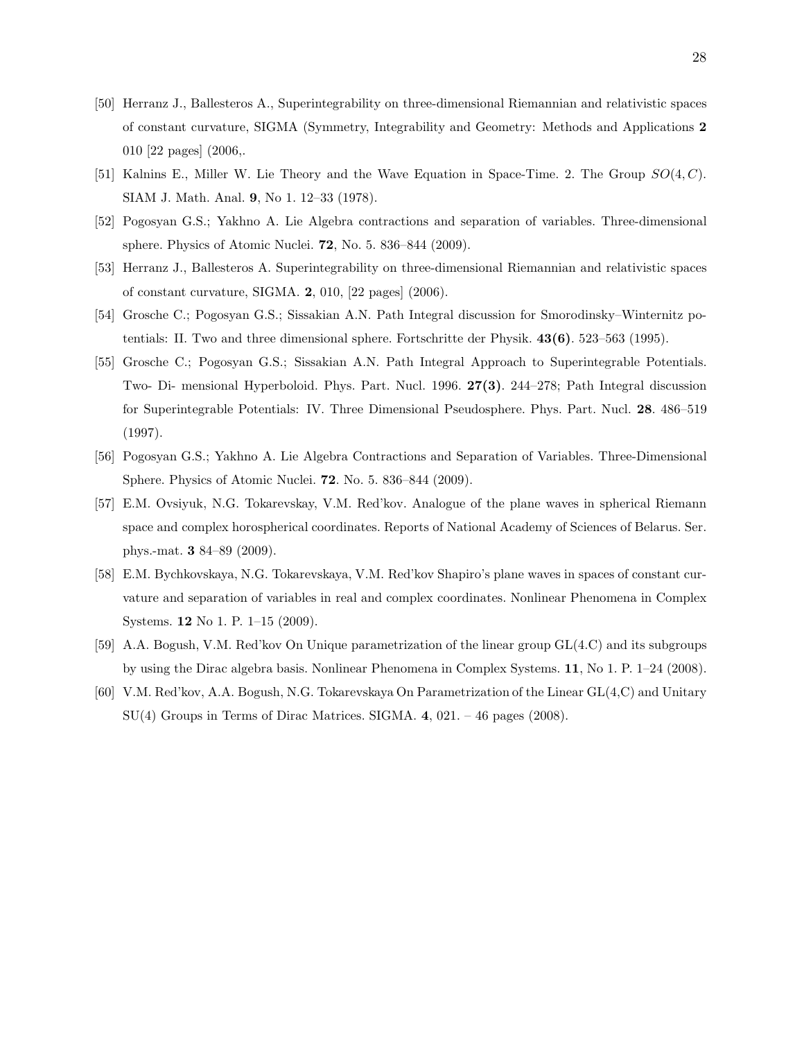[50] Herranz J., Ballesteros A., Superintegrability on three-dimensional Riemannian and relativistic spaces of constant curvature, SIGMA (Symmetry, Integrability and Geometry: Methods and Applications **2** 010 [22 pages] (2006,.

[51] Kalnins E., Miller W. Lie Theory and the Wave Equation in Space-Time. 2. The Group $SO(4, C)$. SIAM J. Math. Anal. **9**, No 1. 12–33 (1978).

[52] Pogosyan G.S.; Yakhno A. Lie Algebra contractions and separation of variables. Three-dimensional sphere. Physics of Atomic Nuclei. **72**, No. 5. 836–844 (2009).

[53] Herranz J., Ballesteros A. Superintegrability on three-dimensional Riemannian and relativistic spaces of constant curvature, SIGMA. **2**, 010, [22 pages] (2006).

[54] Grosche C.; Pogosyan G.S.; Sissakian A.N. Path Integral discussion for Smorodinsky–Winternitz potentials: II. Two and three dimensional sphere. Fortschritte der Physik. **43(6)**. 523–563 (1995).

[55] Grosche C.; Pogosyan G.S.; Sissakian A.N. Path Integral Approach to Superintegrable Potentials. Two- Di- mensional Hyperboloid. Phys. Part. Nucl. 1996. **27(3)**. 244–278; Path Integral discussion for Superintegrable Potentials: IV. Three Dimensional Pseudosphere. Phys. Part. Nucl. **28**. 486–519 (1997).

[56] Pogosyan G.S.; Yakhno A. Lie Algebra Contractions and Separation of Variables. Three-Dimensional Sphere. Physics of Atomic Nuclei. **72**. No. 5. 836–844 (2009).

[57] E.M. Ovsiyuk, N.G. Tokarevskay, V.M. Red'kov. Analogue of the plane waves in spherical Riemann space and complex horospherical coordinates. Reports of National Academy of Sciences of Belarus. Ser. phys.-mat. **3** 84–89 (2009).

[58] E.M. Bychkovskaya, N.G. Tokarevskaya, V.M. Red'kov Shapiro's plane waves in spaces of constant curvature and separation of variables in real and complex coordinates. Nonlinear Phenomena in Complex Systems. **12** No 1. P. 1–15 (2009).

[59] A.A. Bogush, V.M. Red'kov On Unique parametrization of the linear group GL(4.C) and its subgroups by using the Dirac algebra basis. Nonlinear Phenomena in Complex Systems. **11**, No 1. P. 1–24 (2008).

[60] V.M. Red'kov, A.A. Bogush, N.G. Tokarevskaya On Parametrization of the Linear GL(4,C) and Unitary SU(4) Groups in Terms of Dirac Matrices. SIGMA. **4**, 021. – 46 pages (2008).